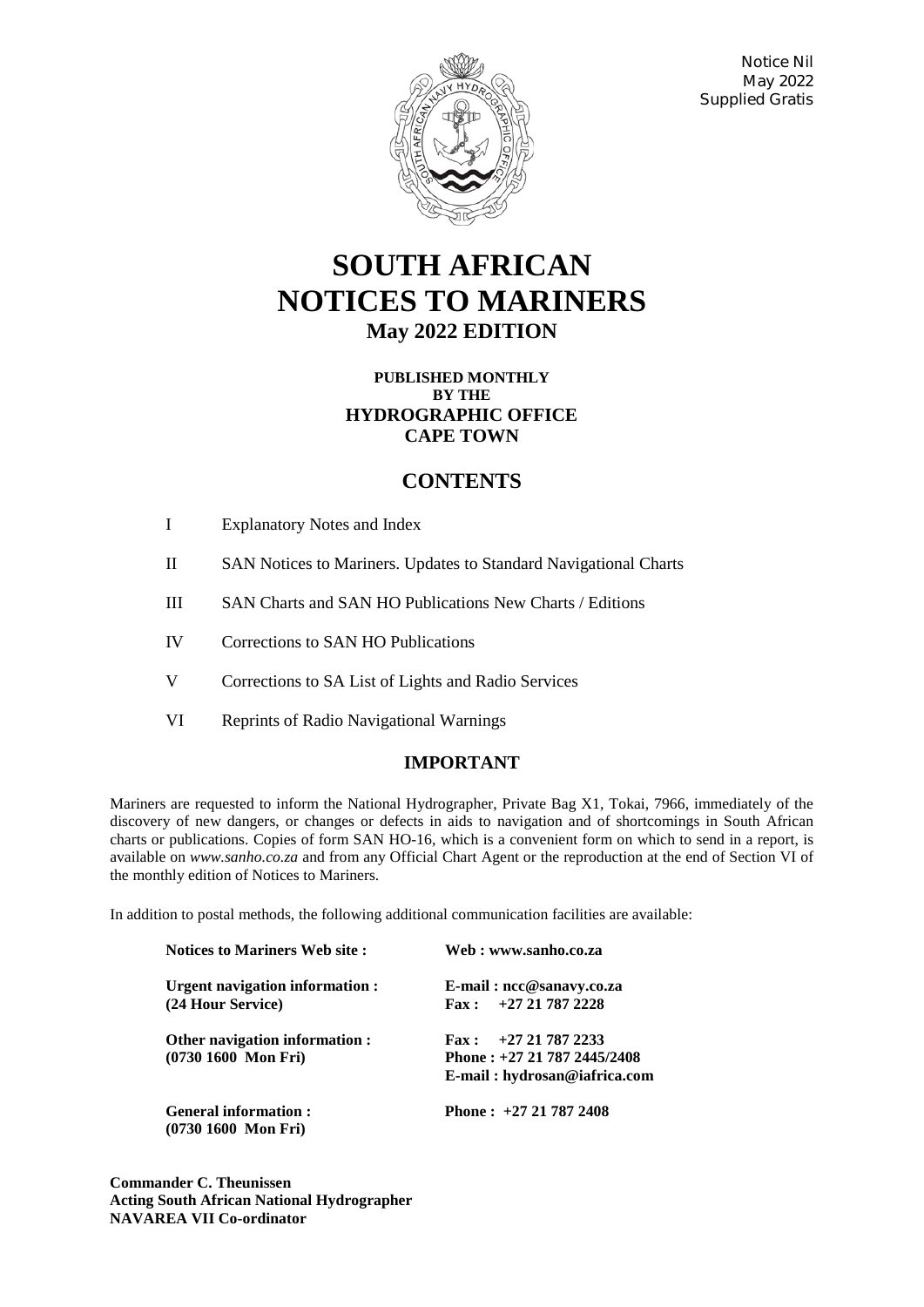Notice Nil
May 2022
Supplied Gratis

# SOUTH AFRICAN NOTICES TO MARINERS

## May 2022 EDITION

**PUBLISHED MONTHLY**
**BY THE**
**HYDROGRAPHIC OFFICE**
**CAPE TOWN**

## CONTENTS

| | |
|---|---|
| I | Explanatory Notes and Index |
| II | SAN Notices to Mariners. Updates to Standard Navigational Charts |
| III | SAN Charts and SAN HO Publications New Charts / Editions |
| IV | Corrections to SAN HO Publications |
| V | Corrections to SA List of Lights and Radio Services |
| VI | Reprints of Radio Navigational Warnings |

## IMPORTANT

Mariners are requested to inform the National Hydrographer, Private Bag X1, Tokai, 7966, immediately of the discovery of new dangers, or changes or defects in aids to navigation and of shortcomings in South African charts or publications. Copies of form SAN HO-16, which is a convenient form on which to send in a report, is available on *www.sanho.co.za* and from any Official Chart Agent or the reproduction at the end of Section VI of the monthly edition of Notices to Mariners.

In addition to postal methods, the following additional communication facilities are available:

| | |
|---|---|
| **Notices to Mariners Web site :** | **Web : www.sanho.co.za** |
| **Urgent navigation information : (24 Hour Service)** | **E-mail : ncc@sanavy.co.za**<br>**Fax : +27 21 787 2228** |
| **Other navigation information : (0730 1600 Mon Fri)** | **Fax : +27 21 787 2233**<br>**Phone : +27 21 787 2445/2408**<br>**E-mail : hydrosan@iafrica.com** |
| **General information : (0730 1600 Mon Fri)** | **Phone : +27 21 787 2408** |

**Commander C. Theunissen**
**Acting South African National Hydrographer**
**NAVAREA VII Co-ordinator**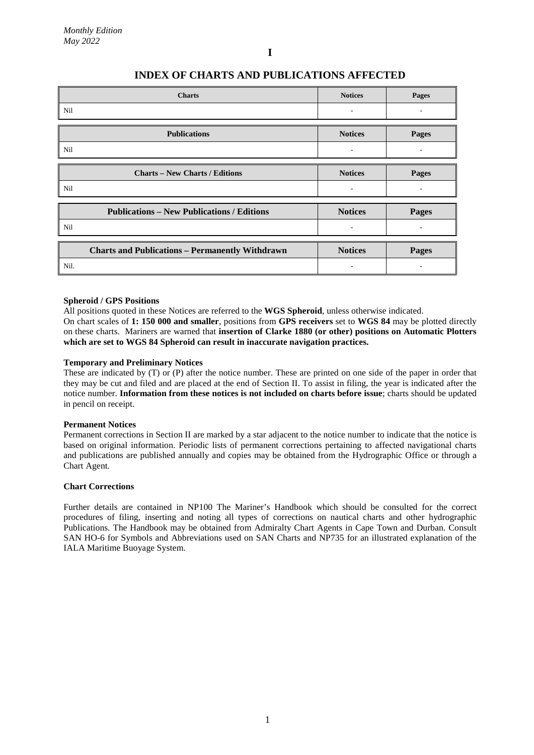*Monthly Edition*
*May 2022*

**I**

# INDEX OF CHARTS AND PUBLICATIONS AFFECTED

| Charts | Notices | Pages |
|---|---|---|
| Nil | - | - |

| Publications | Notices | Pages |
|---|---|---|
| Nil | - | - |

| Charts – New Charts / Editions | Notices | Pages |
|---|---|---|
| Nil | - | - |

| Publications – New Publications / Editions | Notices | Pages |
|---|---|---|
| Nil | - | - |

| Charts and Publications – Permanently Withdrawn | Notices | Pages |
|---|---|---|
| Nil. | - | - |

**Spheroid / GPS Positions**

All positions quoted in these Notices are referred to the **WGS Spheroid**, unless otherwise indicated.

On chart scales of **1: 150 000 and smaller**, positions from **GPS receivers** set to **WGS 84** may be plotted directly on these charts. Mariners are warned that **insertion of Clarke 1880 (or other) positions on Automatic Plotters which are set to WGS 84 Spheroid can result in inaccurate navigation practices.**

**Temporary and Preliminary Notices**

These are indicated by (T) or (P) after the notice number. These are printed on one side of the paper in order that they may be cut and filed and are placed at the end of Section II. To assist in filing, the year is indicated after the notice number. **Information from these notices is not included on charts before issue**; charts should be updated in pencil on receipt.

**Permanent Notices**

Permanent corrections in Section II are marked by a star adjacent to the notice number to indicate that the notice is based on original information. Periodic lists of permanent corrections pertaining to affected navigational charts and publications are published annually and copies may be obtained from the Hydrographic Office or through a Chart Agent.

**Chart Corrections**

Further details are contained in NP100 The Mariner's Handbook which should be consulted for the correct procedures of filing, inserting and noting all types of corrections on nautical charts and other hydrographic Publications. The Handbook may be obtained from Admiralty Chart Agents in Cape Town and Durban. Consult SAN HO-6 for Symbols and Abbreviations used on SAN Charts and NP735 for an illustrated explanation of the IALA Maritime Buoyage System.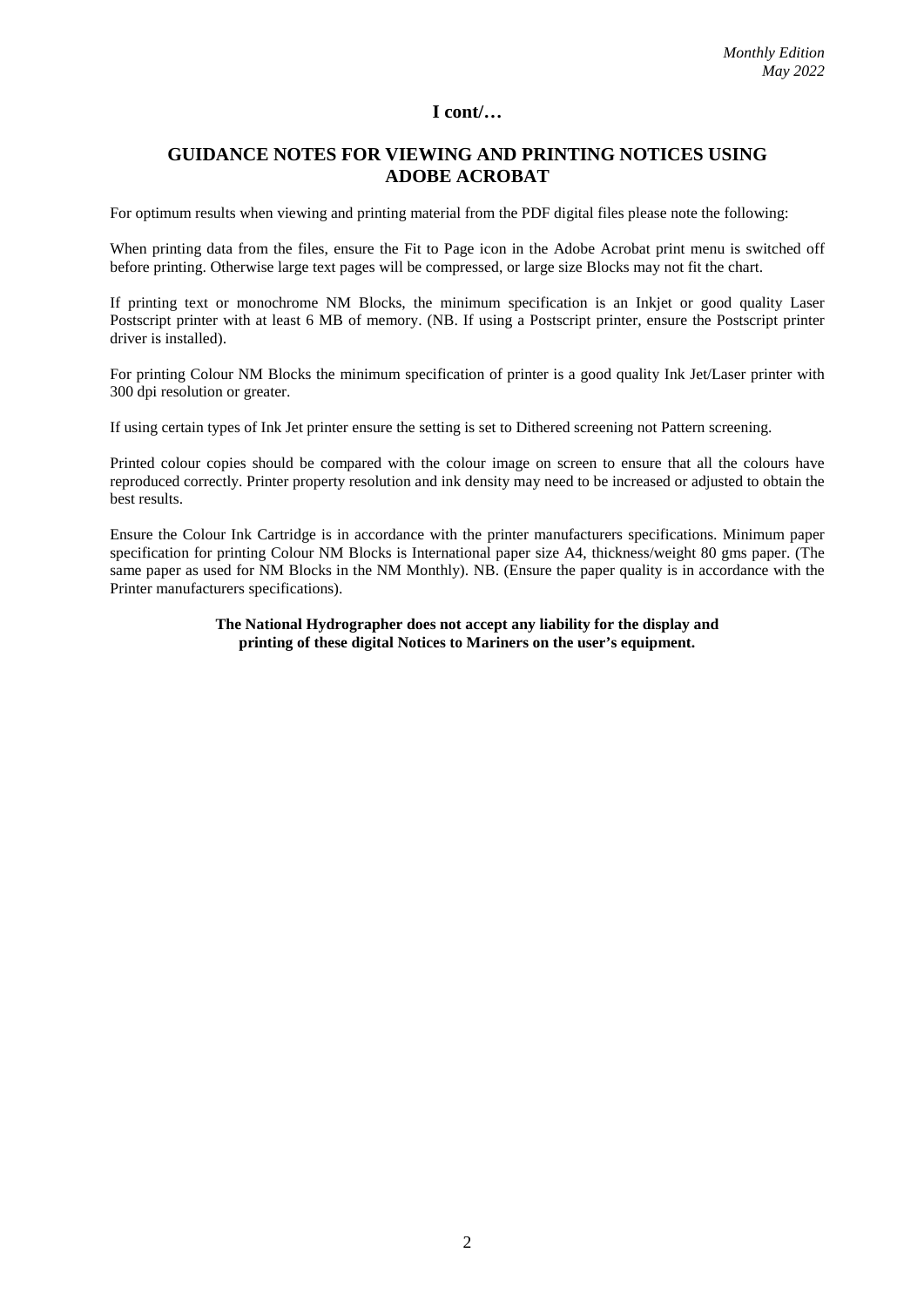## I cont/…

## GUIDANCE NOTES FOR VIEWING AND PRINTING NOTICES USING ADOBE ACROBAT

For optimum results when viewing and printing material from the PDF digital files please note the following:

When printing data from the files, ensure the Fit to Page icon in the Adobe Acrobat print menu is switched off before printing. Otherwise large text pages will be compressed, or large size Blocks may not fit the chart.

If printing text or monochrome NM Blocks, the minimum specification is an Inkjet or good quality Laser Postscript printer with at least 6 MB of memory. (NB. If using a Postscript printer, ensure the Postscript printer driver is installed).

For printing Colour NM Blocks the minimum specification of printer is a good quality Ink Jet/Laser printer with 300 dpi resolution or greater.

If using certain types of Ink Jet printer ensure the setting is set to Dithered screening not Pattern screening.

Printed colour copies should be compared with the colour image on screen to ensure that all the colours have reproduced correctly. Printer property resolution and ink density may need to be increased or adjusted to obtain the best results.

Ensure the Colour Ink Cartridge is in accordance with the printer manufacturers specifications. Minimum paper specification for printing Colour NM Blocks is International paper size A4, thickness/weight 80 gms paper. (The same paper as used for NM Blocks in the NM Monthly). NB. (Ensure the paper quality is in accordance with the Printer manufacturers specifications).

**The National Hydrographer does not accept any liability for the display and printing of these digital Notices to Mariners on the user's equipment.**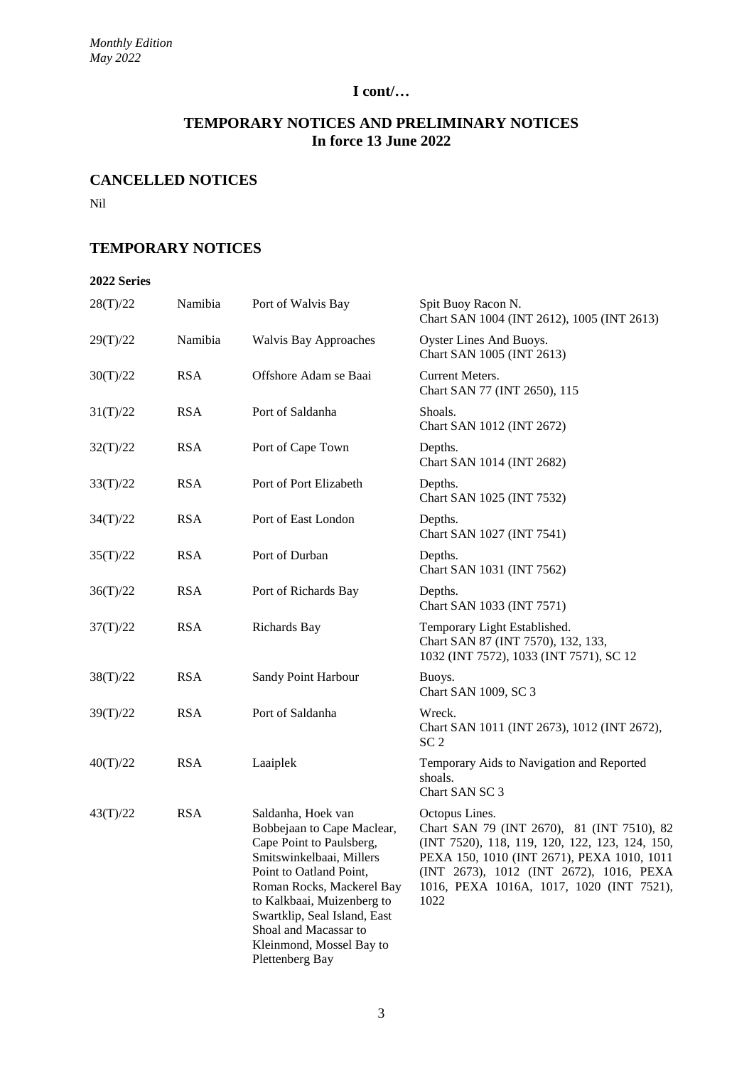**I cont/…**

## TEMPORARY NOTICES AND PRELIMINARY NOTICES
**In force 13 June 2022**

## CANCELLED NOTICES

Nil

## TEMPORARY NOTICES

**2022 Series**

| | | | |
|---|---|---|---|
| 28(T)/22 | Namibia | Port of Walvis Bay | Spit Buoy Racon N. Chart SAN 1004 (INT 2612), 1005 (INT 2613) |
| 29(T)/22 | Namibia | Walvis Bay Approaches | Oyster Lines And Buoys. Chart SAN 1005 (INT 2613) |
| 30(T)/22 | RSA | Offshore Adam se Baai | Current Meters. Chart SAN 77 (INT 2650), 115 |
| 31(T)/22 | RSA | Port of Saldanha | Shoals. Chart SAN 1012 (INT 2672) |
| 32(T)/22 | RSA | Port of Cape Town | Depths. Chart SAN 1014 (INT 2682) |
| 33(T)/22 | RSA | Port of Port Elizabeth | Depths. Chart SAN 1025 (INT 7532) |
| 34(T)/22 | RSA | Port of East London | Depths. Chart SAN 1027 (INT 7541) |
| 35(T)/22 | RSA | Port of Durban | Depths. Chart SAN 1031 (INT 7562) |
| 36(T)/22 | RSA | Port of Richards Bay | Depths. Chart SAN 1033 (INT 7571) |
| 37(T)/22 | RSA | Richards Bay | Temporary Light Established. Chart SAN 87 (INT 7570), 132, 133, 1032 (INT 7572), 1033 (INT 7571), SC 12 |
| 38(T)/22 | RSA | Sandy Point Harbour | Buoys. Chart SAN 1009, SC 3 |
| 39(T)/22 | RSA | Port of Saldanha | Wreck. Chart SAN 1011 (INT 2673), 1012 (INT 2672), SC 2 |
| 40(T)/22 | RSA | Laaiplek | Temporary Aids to Navigation and Reported shoals. Chart SAN SC 3 |
| 43(T)/22 | RSA | Saldanha, Hoek van Bobbejaan to Cape Maclear, Cape Point to Paulsberg, Smitswinkelbaai, Millers Point to Oatland Point, Roman Rocks, Mackerel Bay to Kalkbaai, Muizenberg to Swartklip, Seal Island, East Shoal and Macassar to Kleinmond, Mossel Bay to Plettenberg Bay | Octopus Lines. Chart SAN 79 (INT 2670), 81 (INT 7510), 82 (INT 7520), 118, 119, 120, 122, 123, 124, 150, PEXA 150, 1010 (INT 2671), PEXA 1010, 1011 (INT 2673), 1012 (INT 2672), 1016, PEXA 1016, PEXA 1016A, 1017, 1020 (INT 7521), 1022 |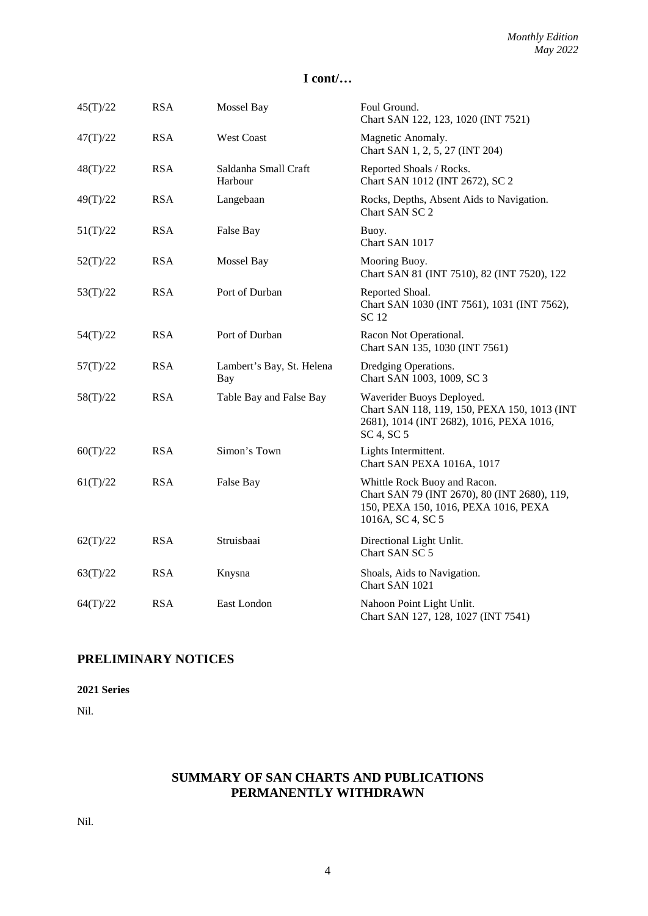## I cont/…

| | | | |
|---|---|---|---|
| 45(T)/22 | RSA | Mossel Bay | Foul Ground.<br>Chart SAN 122, 123, 1020 (INT 7521) |
| 47(T)/22 | RSA | West Coast | Magnetic Anomaly.<br>Chart SAN 1, 2, 5, 27 (INT 204) |
| 48(T)/22 | RSA | Saldanha Small Craft Harbour | Reported Shoals / Rocks.<br>Chart SAN 1012 (INT 2672), SC 2 |
| 49(T)/22 | RSA | Langebaan | Rocks, Depths, Absent Aids to Navigation.<br>Chart SAN SC 2 |
| 51(T)/22 | RSA | False Bay | Buoy.<br>Chart SAN 1017 |
| 52(T)/22 | RSA | Mossel Bay | Mooring Buoy.<br>Chart SAN 81 (INT 7510), 82 (INT 7520), 122 |
| 53(T)/22 | RSA | Port of Durban | Reported Shoal.<br>Chart SAN 1030 (INT 7561), 1031 (INT 7562), SC 12 |
| 54(T)/22 | RSA | Port of Durban | Racon Not Operational.<br>Chart SAN 135, 1030 (INT 7561) |
| 57(T)/22 | RSA | Lambert's Bay, St. Helena Bay | Dredging Operations.<br>Chart SAN 1003, 1009, SC 3 |
| 58(T)/22 | RSA | Table Bay and False Bay | Waverider Buoys Deployed.<br>Chart SAN 118, 119, 150, PEXA 150, 1013 (INT 2681), 1014 (INT 2682), 1016, PEXA 1016, SC 4, SC 5 |
| 60(T)/22 | RSA | Simon's Town | Lights Intermittent.<br>Chart SAN PEXA 1016A, 1017 |
| 61(T)/22 | RSA | False Bay | Whittle Rock Buoy and Racon.<br>Chart SAN 79 (INT 2670), 80 (INT 2680), 119, 150, PEXA 150, 1016, PEXA 1016, PEXA 1016A, SC 4, SC 5 |
| 62(T)/22 | RSA | Struisbaai | Directional Light Unlit.<br>Chart SAN SC 5 |
| 63(T)/22 | RSA | Knysna | Shoals, Aids to Navigation.<br>Chart SAN 1021 |
| 64(T)/22 | RSA | East London | Nahoon Point Light Unlit.<br>Chart SAN 127, 128, 1027 (INT 7541) |

## PRELIMINARY NOTICES

**2021 Series**

Nil.

## SUMMARY OF SAN CHARTS AND PUBLICATIONS PERMANENTLY WITHDRAWN

Nil.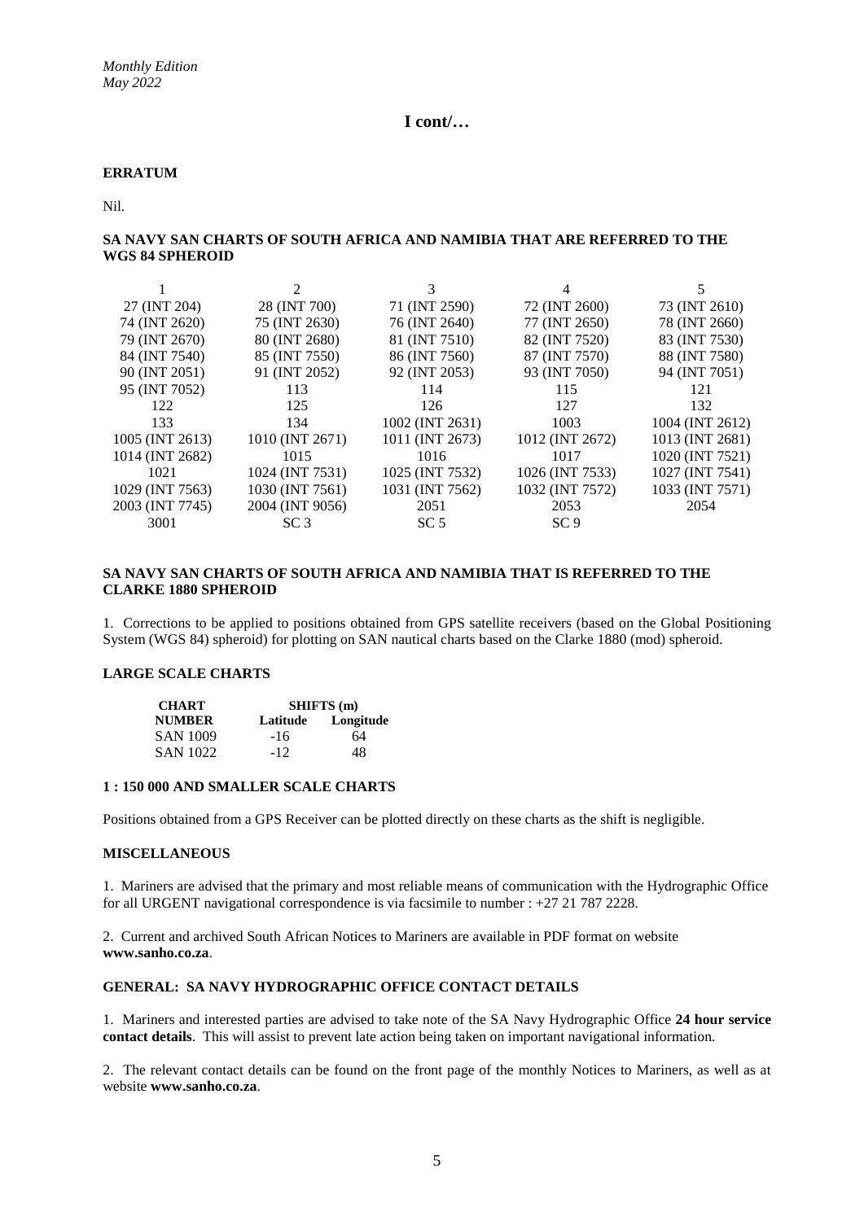*Monthly Edition*
*May 2022*

## I cont/…

**ERRATUM**

Nil.

**SA NAVY SAN CHARTS OF SOUTH AFRICA AND NAMIBIA THAT ARE REFERRED TO THE WGS 84 SPHEROID**

| 1 | 2 | 3 | 4 | 5 |
|---|---|---|---|---|
| 27 (INT 204) | 28 (INT 700) | 71 (INT 2590) | 72 (INT 2600) | 73 (INT 2610) |
| 74 (INT 2620) | 75 (INT 2630) | 76 (INT 2640) | 77 (INT 2650) | 78 (INT 2660) |
| 79 (INT 2670) | 80 (INT 2680) | 81 (INT 7510) | 82 (INT 7520) | 83 (INT 7530) |
| 84 (INT 7540) | 85 (INT 7550) | 86 (INT 7560) | 87 (INT 7570) | 88 (INT 7580) |
| 90 (INT 2051) | 91 (INT 2052) | 92 (INT 2053) | 93 (INT 7050) | 94 (INT 7051) |
| 95 (INT 7052) | 113 | 114 | 115 | 121 |
| 122 | 125 | 126 | 127 | 132 |
| 133 | 134 | 1002 (INT 2631) | 1003 | 1004 (INT 2612) |
| 1005 (INT 2613) | 1010 (INT 2671) | 1011 (INT 2673) | 1012 (INT 2672) | 1013 (INT 2681) |
| 1014 (INT 2682) | 1015 | 1016 | 1017 | 1020 (INT 7521) |
| 1021 | 1024 (INT 7531) | 1025 (INT 7532) | 1026 (INT 7533) | 1027 (INT 7541) |
| 1029 (INT 7563) | 1030 (INT 7561) | 1031 (INT 7562) | 1032 (INT 7572) | 1033 (INT 7571) |
| 2003 (INT 7745) | 2004 (INT 9056) | 2051 | 2053 | 2054 |
| 3001 | SC 3 | SC 5 | SC 9 | |

**SA NAVY SAN CHARTS OF SOUTH AFRICA AND NAMIBIA THAT IS REFERRED TO THE CLARKE 1880 SPHEROID**

1. Corrections to be applied to positions obtained from GPS satellite receivers (based on the Global Positioning System (WGS 84) spheroid) for plotting on SAN nautical charts based on the Clarke 1880 (mod) spheroid.

**LARGE SCALE CHARTS**

| CHART NUMBER | SHIFTS (m) | |
|---|---|---|
| | Latitude | Longitude |
| SAN 1009 | -16 | 64 |
| SAN 1022 | -12 | 48 |

**1 : 150 000 AND SMALLER SCALE CHARTS**

Positions obtained from a GPS Receiver can be plotted directly on these charts as the shift is negligible.

**MISCELLANEOUS**

1. Mariners are advised that the primary and most reliable means of communication with the Hydrographic Office for all URGENT navigational correspondence is via facsimile to number : +27 21 787 2228.

2. Current and archived South African Notices to Mariners are available in PDF format on website **www.sanho.co.za**.

**GENERAL: SA NAVY HYDROGRAPHIC OFFICE CONTACT DETAILS**

1. Mariners and interested parties are advised to take note of the SA Navy Hydrographic Office **24 hour service contact details**. This will assist to prevent late action being taken on important navigational information.

2. The relevant contact details can be found on the front page of the monthly Notices to Mariners, as well as at website **www.sanho.co.za**.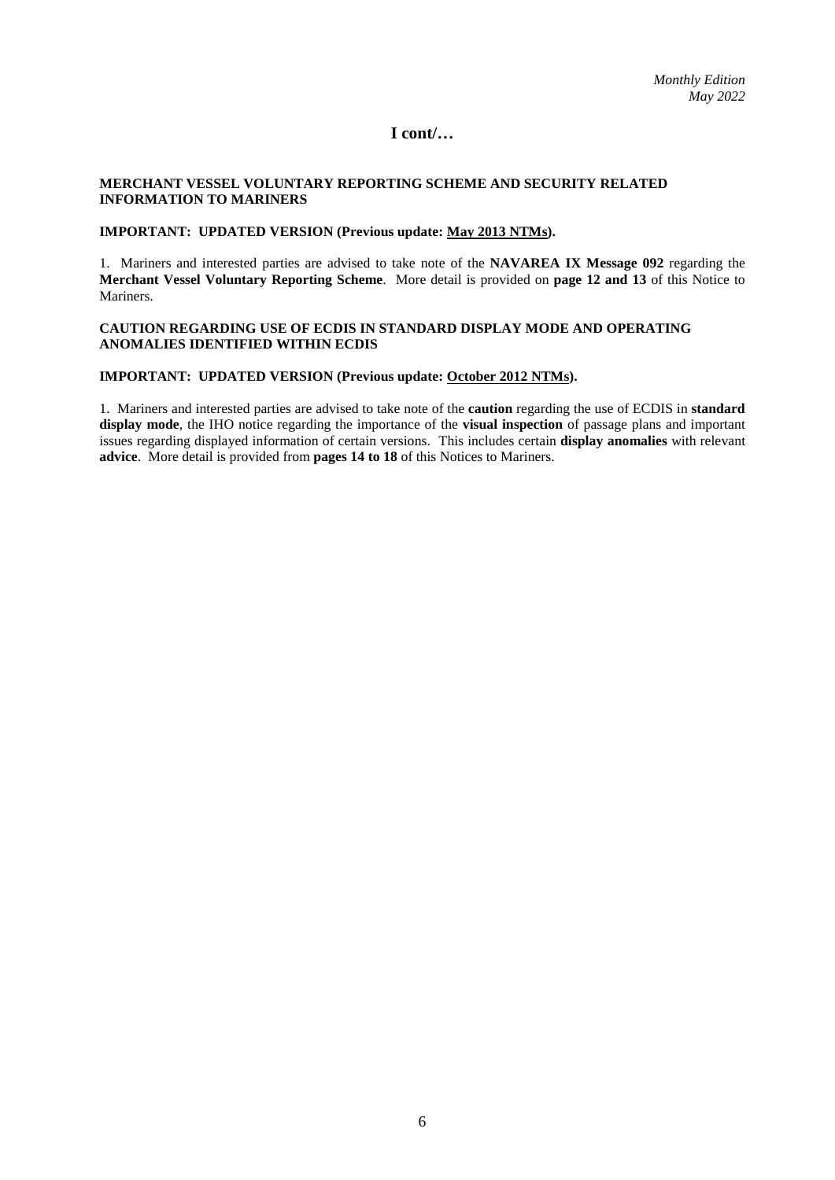## I cont/…

### MERCHANT VESSEL VOLUNTARY REPORTING SCHEME AND SECURITY RELATED INFORMATION TO MARINERS

**IMPORTANT: UPDATED VERSION (Previous update: May 2013 NTMs).**

1. Mariners and interested parties are advised to take note of the **NAVAREA IX Message 092** regarding the **Merchant Vessel Voluntary Reporting Scheme**. More detail is provided on **page 12 and 13** of this Notice to Mariners.

### CAUTION REGARDING USE OF ECDIS IN STANDARD DISPLAY MODE AND OPERATING ANOMALIES IDENTIFIED WITHIN ECDIS

**IMPORTANT: UPDATED VERSION (Previous update: October 2012 NTMs).**

1. Mariners and interested parties are advised to take note of the **caution** regarding the use of ECDIS in **standard display mode**, the IHO notice regarding the importance of the **visual inspection** of passage plans and important issues regarding displayed information of certain versions. This includes certain **display anomalies** with relevant **advice**. More detail is provided from **pages 14 to 18** of this Notices to Mariners.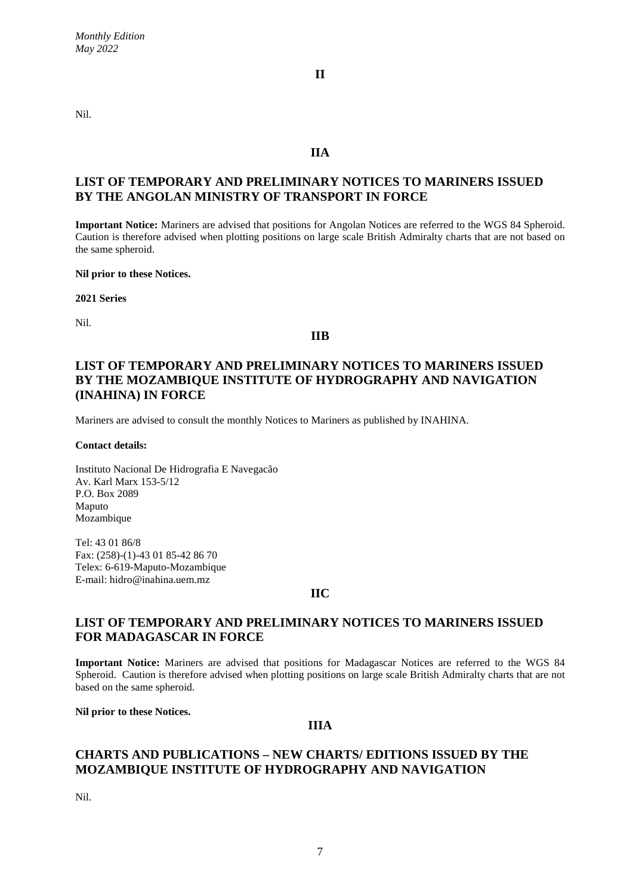## II

Nil.

## IIA

## LIST OF TEMPORARY AND PRELIMINARY NOTICES TO MARINERS ISSUED BY THE ANGOLAN MINISTRY OF TRANSPORT IN FORCE

**Important Notice:** Mariners are advised that positions for Angolan Notices are referred to the WGS 84 Spheroid. Caution is therefore advised when plotting positions on large scale British Admiralty charts that are not based on the same spheroid.

**Nil prior to these Notices.**

**2021 Series**

Nil.

## IIB

## LIST OF TEMPORARY AND PRELIMINARY NOTICES TO MARINERS ISSUED BY THE MOZAMBIQUE INSTITUTE OF HYDROGRAPHY AND NAVIGATION (INAHINA) IN FORCE

Mariners are advised to consult the monthly Notices to Mariners as published by INAHINA.

**Contact details:**

Instituto Nacional De Hidrografia E Navegacão
Av. Karl Marx 153-5/12
P.O. Box 2089
Maputo
Mozambique

Tel: 43 01 86/8
Fax: (258)-(1)-43 01 85-42 86 70
Telex: 6-619-Maputo-Mozambique
E-mail: hidro@inahina.uem.mz

## IIC

## LIST OF TEMPORARY AND PRELIMINARY NOTICES TO MARINERS ISSUED FOR MADAGASCAR IN FORCE

**Important Notice:** Mariners are advised that positions for Madagascar Notices are referred to the WGS 84 Spheroid. Caution is therefore advised when plotting positions on large scale British Admiralty charts that are not based on the same spheroid.

**Nil prior to these Notices.**

## IIIA

## CHARTS AND PUBLICATIONS – NEW CHARTS/ EDITIONS ISSUED BY THE MOZAMBIQUE INSTITUTE OF HYDROGRAPHY AND NAVIGATION

Nil.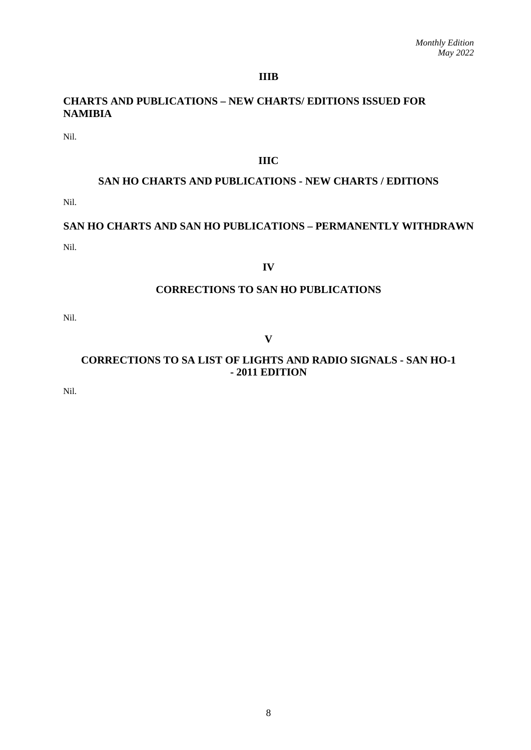## IIIB

## CHARTS AND PUBLICATIONS – NEW CHARTS/ EDITIONS ISSUED FOR NAMIBIA

Nil.

## IIIC

## SAN HO CHARTS AND PUBLICATIONS - NEW CHARTS / EDITIONS

Nil.

## SAN HO CHARTS AND SAN HO PUBLICATIONS – PERMANENTLY WITHDRAWN

Nil.

## IV

## CORRECTIONS TO SAN HO PUBLICATIONS

Nil.

## V

## CORRECTIONS TO SA LIST OF LIGHTS AND RADIO SIGNALS - SAN HO-1 - 2011 EDITION

Nil.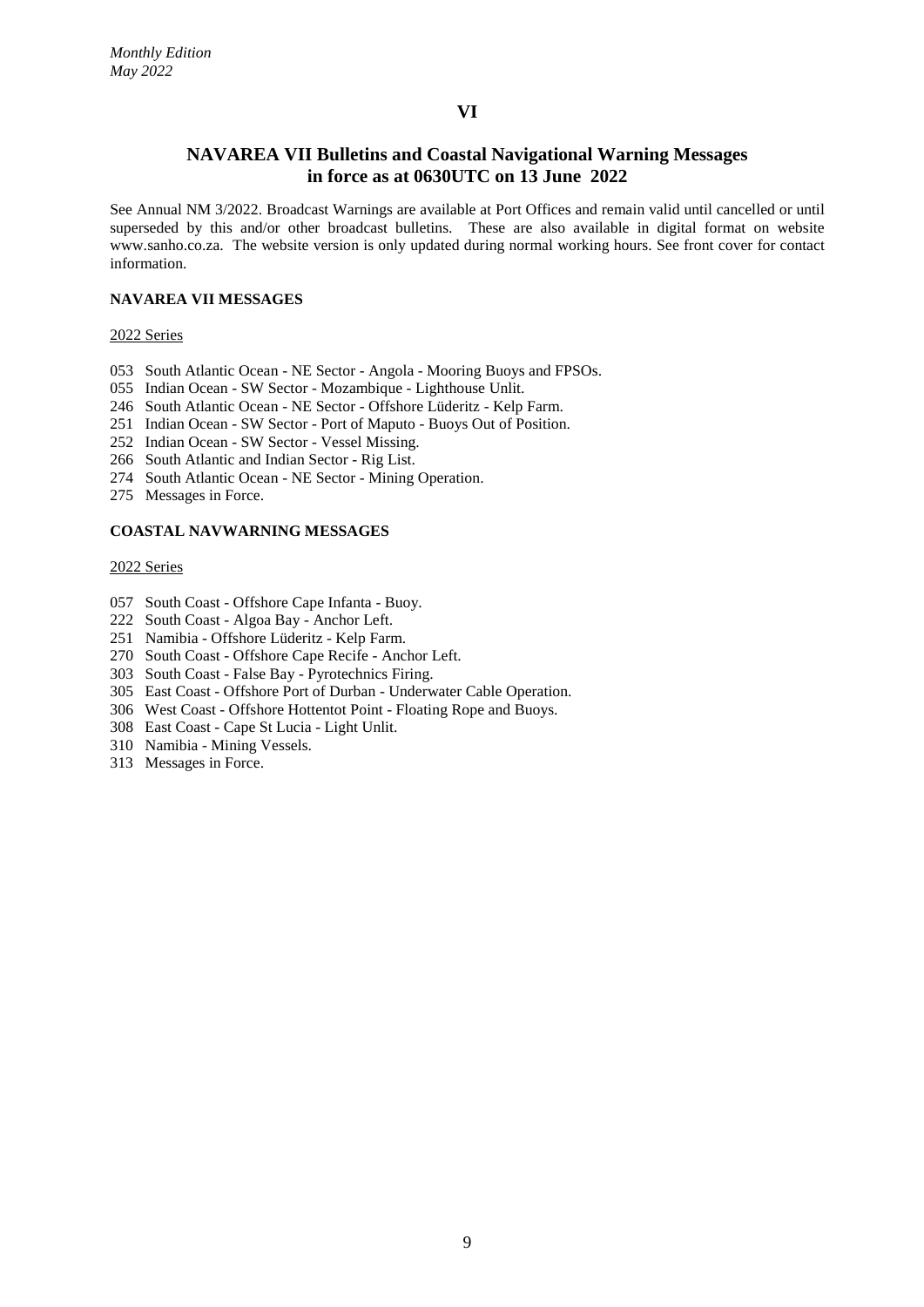*Monthly Edition*
*May 2022*

# VI

## NAVAREA VII Bulletins and Coastal Navigational Warning Messages in force as at 0630UTC on 13 June 2022

See Annual NM 3/2022. Broadcast Warnings are available at Port Offices and remain valid until cancelled or until superseded by this and/or other broadcast bulletins. These are also available in digital format on website www.sanho.co.za. The website version is only updated during normal working hours. See front cover for contact information.

### NAVAREA VII MESSAGES

2022 Series

053 South Atlantic Ocean - NE Sector - Angola - Mooring Buoys and FPSOs.
055 Indian Ocean - SW Sector - Mozambique - Lighthouse Unlit.
246 South Atlantic Ocean - NE Sector - Offshore Lüderitz - Kelp Farm.
251 Indian Ocean - SW Sector - Port of Maputo - Buoys Out of Position.
252 Indian Ocean - SW Sector - Vessel Missing.
266 South Atlantic and Indian Sector - Rig List.
274 South Atlantic Ocean - NE Sector - Mining Operation.
275 Messages in Force.

### COASTAL NAVWARNING MESSAGES

2022 Series

057 South Coast - Offshore Cape Infanta - Buoy.
222 South Coast - Algoa Bay - Anchor Left.
251 Namibia - Offshore Lüderitz - Kelp Farm.
270 South Coast - Offshore Cape Recife - Anchor Left.
303 South Coast - False Bay - Pyrotechnics Firing.
305 East Coast - Offshore Port of Durban - Underwater Cable Operation.
306 West Coast - Offshore Hottentot Point - Floating Rope and Buoys.
308 East Coast - Cape St Lucia - Light Unlit.
310 Namibia - Mining Vessels.
313 Messages in Force.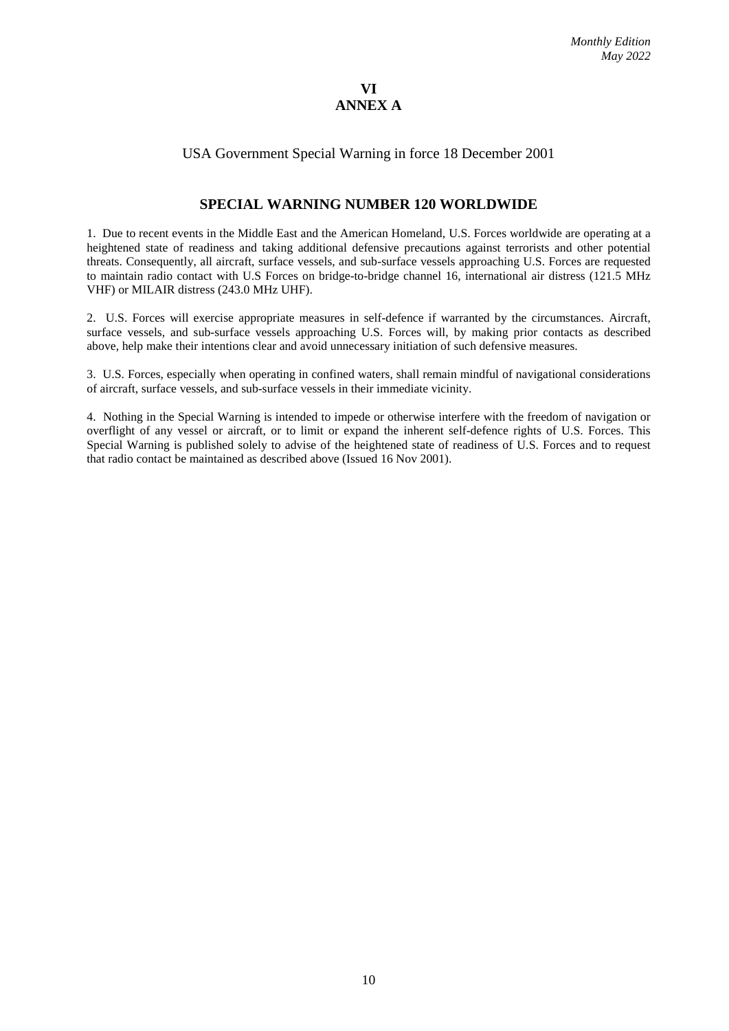# VI
# ANNEX A

USA Government Special Warning in force 18 December 2001

## SPECIAL WARNING NUMBER 120 WORLDWIDE

1. Due to recent events in the Middle East and the American Homeland, U.S. Forces worldwide are operating at a heightened state of readiness and taking additional defensive precautions against terrorists and other potential threats. Consequently, all aircraft, surface vessels, and sub-surface vessels approaching U.S. Forces are requested to maintain radio contact with U.S Forces on bridge-to-bridge channel 16, international air distress (121.5 MHz VHF) or MILAIR distress (243.0 MHz UHF).

2. U.S. Forces will exercise appropriate measures in self-defence if warranted by the circumstances. Aircraft, surface vessels, and sub-surface vessels approaching U.S. Forces will, by making prior contacts as described above, help make their intentions clear and avoid unnecessary initiation of such defensive measures.

3. U.S. Forces, especially when operating in confined waters, shall remain mindful of navigational considerations of aircraft, surface vessels, and sub-surface vessels in their immediate vicinity.

4. Nothing in the Special Warning is intended to impede or otherwise interfere with the freedom of navigation or overflight of any vessel or aircraft, or to limit or expand the inherent self-defence rights of U.S. Forces. This Special Warning is published solely to advise of the heightened state of readiness of U.S. Forces and to request that radio contact be maintained as described above (Issued 16 Nov 2001).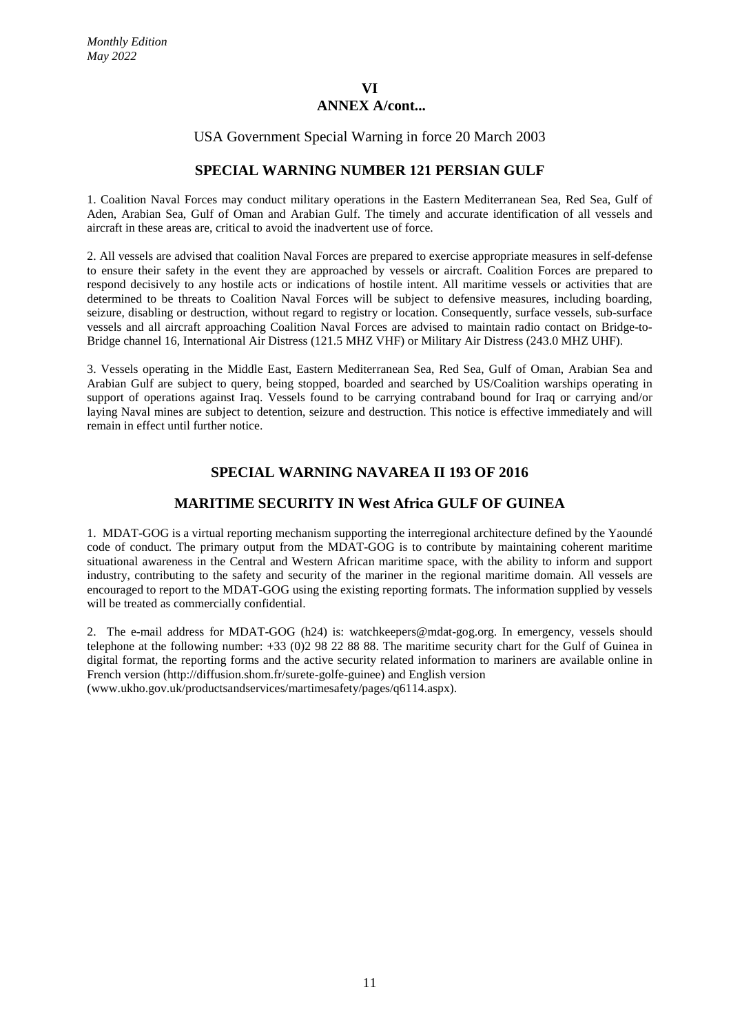# VI

## ANNEX A/cont...

USA Government Special Warning in force 20 March 2003

## SPECIAL WARNING NUMBER 121 PERSIAN GULF

1. Coalition Naval Forces may conduct military operations in the Eastern Mediterranean Sea, Red Sea, Gulf of Aden, Arabian Sea, Gulf of Oman and Arabian Gulf. The timely and accurate identification of all vessels and aircraft in these areas are, critical to avoid the inadvertent use of force.

2. All vessels are advised that coalition Naval Forces are prepared to exercise appropriate measures in self-defense to ensure their safety in the event they are approached by vessels or aircraft. Coalition Forces are prepared to respond decisively to any hostile acts or indications of hostile intent. All maritime vessels or activities that are determined to be threats to Coalition Naval Forces will be subject to defensive measures, including boarding, seizure, disabling or destruction, without regard to registry or location. Consequently, surface vessels, sub-surface vessels and all aircraft approaching Coalition Naval Forces are advised to maintain radio contact on Bridge-to-Bridge channel 16, International Air Distress (121.5 MHZ VHF) or Military Air Distress (243.0 MHZ UHF).

3. Vessels operating in the Middle East, Eastern Mediterranean Sea, Red Sea, Gulf of Oman, Arabian Sea and Arabian Gulf are subject to query, being stopped, boarded and searched by US/Coalition warships operating in support of operations against Iraq. Vessels found to be carrying contraband bound for Iraq or carrying and/or laying Naval mines are subject to detention, seizure and destruction. This notice is effective immediately and will remain in effect until further notice.

## SPECIAL WARNING NAVAREA II 193 OF 2016

## MARITIME SECURITY IN West Africa GULF OF GUINEA

1. MDAT-GOG is a virtual reporting mechanism supporting the interregional architecture defined by the Yaoundé code of conduct. The primary output from the MDAT-GOG is to contribute by maintaining coherent maritime situational awareness in the Central and Western African maritime space, with the ability to inform and support industry, contributing to the safety and security of the mariner in the regional maritime domain. All vessels are encouraged to report to the MDAT-GOG using the existing reporting formats. The information supplied by vessels will be treated as commercially confidential.

2. The e-mail address for MDAT-GOG (h24) is: watchkeepers@mdat-gog.org. In emergency, vessels should telephone at the following number: +33 (0)2 98 22 88 88. The maritime security chart for the Gulf of Guinea in digital format, the reporting forms and the active security related information to mariners are available online in French version (http://diffusion.shom.fr/surete-golfe-guinee) and English version (www.ukho.gov.uk/productsandservices/martimesafety/pages/q6114.aspx).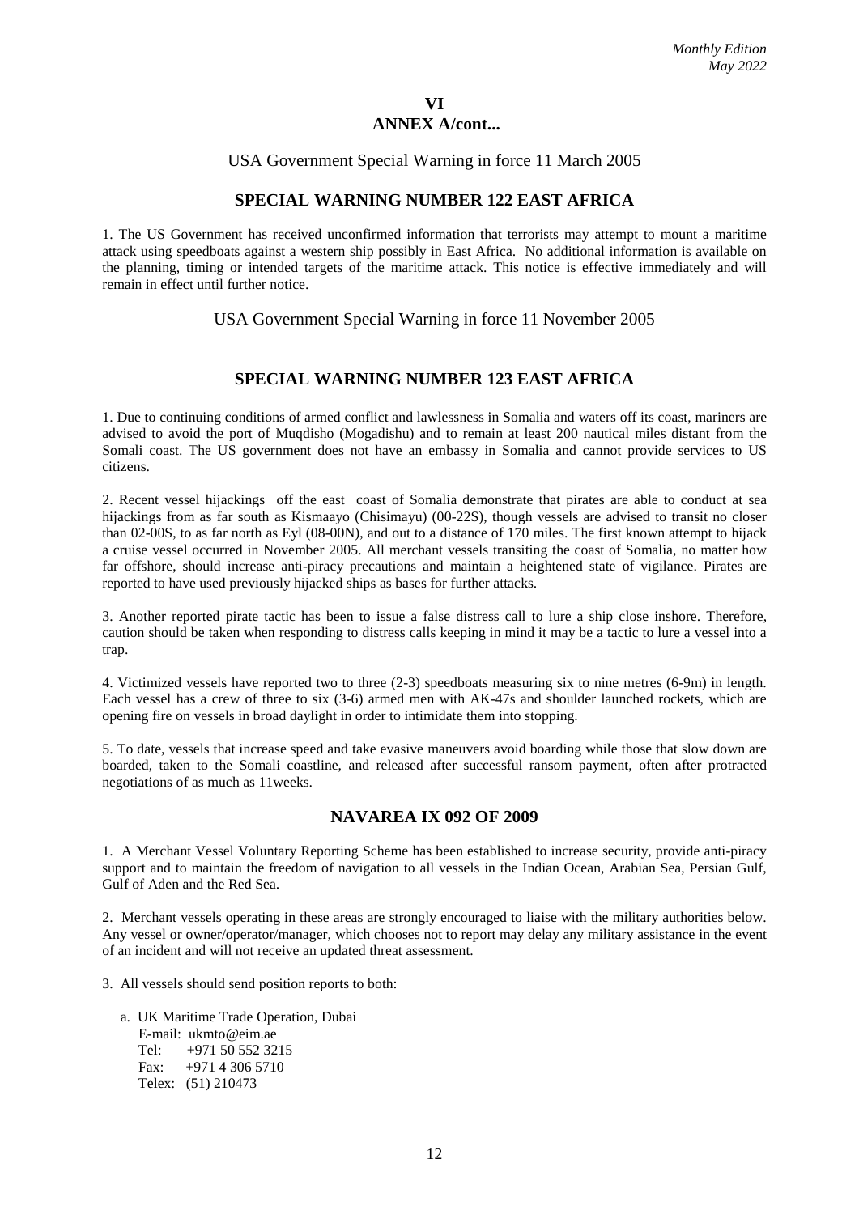# VI
## ANNEX A/cont...

USA Government Special Warning in force 11 March 2005

## SPECIAL WARNING NUMBER 122 EAST AFRICA

1. The US Government has received unconfirmed information that terrorists may attempt to mount a maritime attack using speedboats against a western ship possibly in East Africa. No additional information is available on the planning, timing or intended targets of the maritime attack. This notice is effective immediately and will remain in effect until further notice.

USA Government Special Warning in force 11 November 2005

## SPECIAL WARNING NUMBER 123 EAST AFRICA

1. Due to continuing conditions of armed conflict and lawlessness in Somalia and waters off its coast, mariners are advised to avoid the port of Muqdisho (Mogadishu) and to remain at least 200 nautical miles distant from the Somali coast. The US government does not have an embassy in Somalia and cannot provide services to US citizens.

2. Recent vessel hijackings off the east coast of Somalia demonstrate that pirates are able to conduct at sea hijackings from as far south as Kismaayo (Chisimayu) (00-22S), though vessels are advised to transit no closer than 02-00S, to as far north as Eyl (08-00N), and out to a distance of 170 miles. The first known attempt to hijack a cruise vessel occurred in November 2005. All merchant vessels transiting the coast of Somalia, no matter how far offshore, should increase anti-piracy precautions and maintain a heightened state of vigilance. Pirates are reported to have used previously hijacked ships as bases for further attacks.

3. Another reported pirate tactic has been to issue a false distress call to lure a ship close inshore. Therefore, caution should be taken when responding to distress calls keeping in mind it may be a tactic to lure a vessel into a trap.

4. Victimized vessels have reported two to three (2-3) speedboats measuring six to nine metres (6-9m) in length. Each vessel has a crew of three to six (3-6) armed men with AK-47s and shoulder launched rockets, which are opening fire on vessels in broad daylight in order to intimidate them into stopping.

5. To date, vessels that increase speed and take evasive maneuvers avoid boarding while those that slow down are boarded, taken to the Somali coastline, and released after successful ransom payment, often after protracted negotiations of as much as 11weeks.

## NAVAREA IX 092 OF 2009

1. A Merchant Vessel Voluntary Reporting Scheme has been established to increase security, provide anti-piracy support and to maintain the freedom of navigation to all vessels in the Indian Ocean, Arabian Sea, Persian Gulf, Gulf of Aden and the Red Sea.

2. Merchant vessels operating in these areas are strongly encouraged to liaise with the military authorities below. Any vessel or owner/operator/manager, which chooses not to report may delay any military assistance in the event of an incident and will not receive an updated threat assessment.

3. All vessels should send position reports to both:

a. UK Maritime Trade Operation, Dubai
   E-mail: ukmto@eim.ae
   Tel: +971 50 552 3215
   Fax: +971 4 306 5710
   Telex: (51) 210473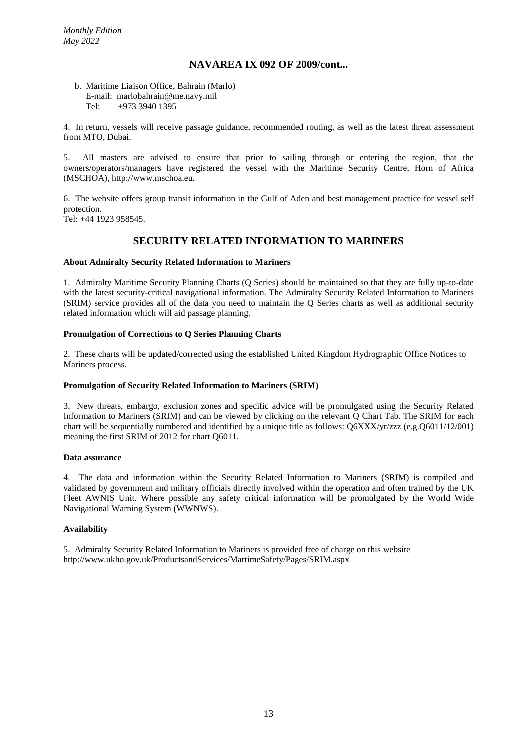## NAVAREA IX 092 OF 2009/cont...

b. Maritime Liaison Office, Bahrain (Marlo)
E-mail: marlobahrain@me.navy.mil
Tel: +973 3940 1395

4. In return, vessels will receive passage guidance, recommended routing, as well as the latest threat assessment from MTO, Dubai.

5. All masters are advised to ensure that prior to sailing through or entering the region, that the owners/operators/managers have registered the vessel with the Maritime Security Centre, Horn of Africa (MSCHOA), http://www.mschoa.eu.

6. The website offers group transit information in the Gulf of Aden and best management practice for vessel self protection.
Tel: +44 1923 958545.

## SECURITY RELATED INFORMATION TO MARINERS

**About Admiralty Security Related Information to Mariners**

1. Admiralty Maritime Security Planning Charts (Q Series) should be maintained so that they are fully up-to-date with the latest security-critical navigational information. The Admiralty Security Related Information to Mariners (SRIM) service provides all of the data you need to maintain the Q Series charts as well as additional security related information which will aid passage planning.

**Promulgation of Corrections to Q Series Planning Charts**

2. These charts will be updated/corrected using the established United Kingdom Hydrographic Office Notices to Mariners process.

**Promulgation of Security Related Information to Mariners (SRIM)**

3. New threats, embargo, exclusion zones and specific advice will be promulgated using the Security Related Information to Mariners (SRIM) and can be viewed by clicking on the relevant Q Chart Tab. The SRIM for each chart will be sequentially numbered and identified by a unique title as follows: Q6XXX/yr/zzz (e.g.Q6011/12/001) meaning the first SRIM of 2012 for chart Q6011.

**Data assurance**

4. The data and information within the Security Related Information to Mariners (SRIM) is compiled and validated by government and military officials directly involved within the operation and often trained by the UK Fleet AWNIS Unit. Where possible any safety critical information will be promulgated by the World Wide Navigational Warning System (WWNWS).

**Availability**

5. Admiralty Security Related Information to Mariners is provided free of charge on this website http://www.ukho.gov.uk/ProductsandServices/MartimeSafety/Pages/SRIM.aspx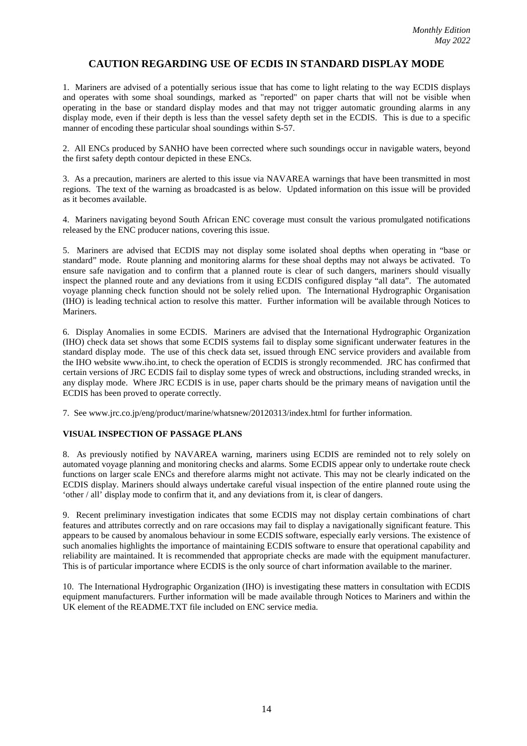# CAUTION REGARDING USE OF ECDIS IN STANDARD DISPLAY MODE

1. Mariners are advised of a potentially serious issue that has come to light relating to the way ECDIS displays and operates with some shoal soundings, marked as "reported" on paper charts that will not be visible when operating in the base or standard display modes and that may not trigger automatic grounding alarms in any display mode, even if their depth is less than the vessel safety depth set in the ECDIS. This is due to a specific manner of encoding these particular shoal soundings within S-57.

2. All ENCs produced by SANHO have been corrected where such soundings occur in navigable waters, beyond the first safety depth contour depicted in these ENCs.

3. As a precaution, mariners are alerted to this issue via NAVAREA warnings that have been transmitted in most regions. The text of the warning as broadcasted is as below. Updated information on this issue will be provided as it becomes available.

4. Mariners navigating beyond South African ENC coverage must consult the various promulgated notifications released by the ENC producer nations, covering this issue.

5. Mariners are advised that ECDIS may not display some isolated shoal depths when operating in "base or standard" mode. Route planning and monitoring alarms for these shoal depths may not always be activated. To ensure safe navigation and to confirm that a planned route is clear of such dangers, mariners should visually inspect the planned route and any deviations from it using ECDIS configured display "all data". The automated voyage planning check function should not be solely relied upon. The International Hydrographic Organisation (IHO) is leading technical action to resolve this matter. Further information will be available through Notices to Mariners.

6. Display Anomalies in some ECDIS. Mariners are advised that the International Hydrographic Organization (IHO) check data set shows that some ECDIS systems fail to display some significant underwater features in the standard display mode. The use of this check data set, issued through ENC service providers and available from the IHO website www.iho.int, to check the operation of ECDIS is strongly recommended. JRC has confirmed that certain versions of JRC ECDIS fail to display some types of wreck and obstructions, including stranded wrecks, in any display mode. Where JRC ECDIS is in use, paper charts should be the primary means of navigation until the ECDIS has been proved to operate correctly.

7. See www.jrc.co.jp/eng/product/marine/whatsnew/20120313/index.html for further information.

**VISUAL INSPECTION OF PASSAGE PLANS**

8. As previously notified by NAVAREA warning, mariners using ECDIS are reminded not to rely solely on automated voyage planning and monitoring checks and alarms. Some ECDIS appear only to undertake route check functions on larger scale ENCs and therefore alarms might not activate. This may not be clearly indicated on the ECDIS display. Mariners should always undertake careful visual inspection of the entire planned route using the 'other / all' display mode to confirm that it, and any deviations from it, is clear of dangers.

9. Recent preliminary investigation indicates that some ECDIS may not display certain combinations of chart features and attributes correctly and on rare occasions may fail to display a navigationally significant feature. This appears to be caused by anomalous behaviour in some ECDIS software, especially early versions. The existence of such anomalies highlights the importance of maintaining ECDIS software to ensure that operational capability and reliability are maintained. It is recommended that appropriate checks are made with the equipment manufacturer. This is of particular importance where ECDIS is the only source of chart information available to the mariner.

10. The International Hydrographic Organization (IHO) is investigating these matters in consultation with ECDIS equipment manufacturers. Further information will be made available through Notices to Mariners and within the UK element of the README.TXT file included on ENC service media.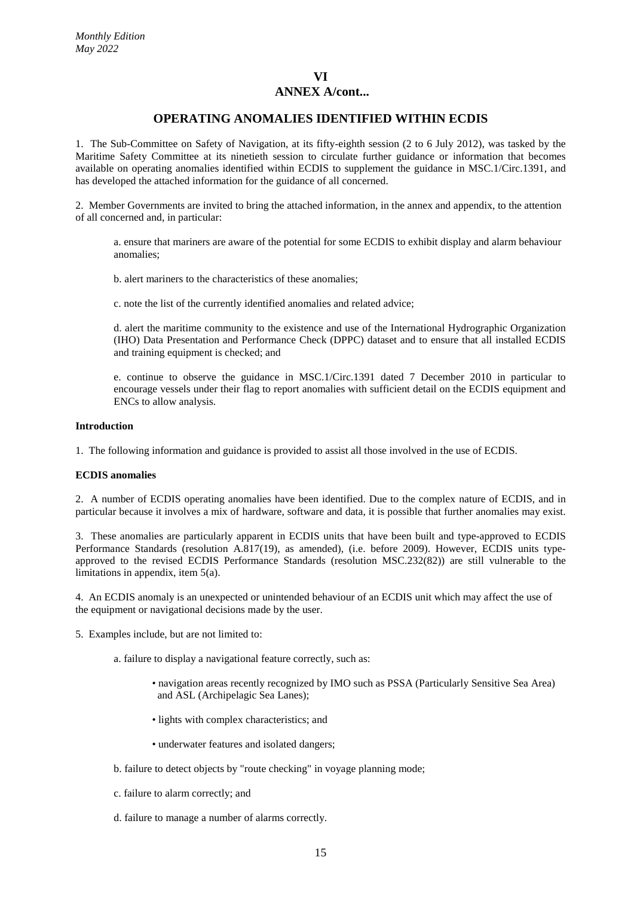# VI

## ANNEX A/cont...

## OPERATING ANOMALIES IDENTIFIED WITHIN ECDIS

1. The Sub-Committee on Safety of Navigation, at its fifty-eighth session (2 to 6 July 2012), was tasked by the Maritime Safety Committee at its ninetieth session to circulate further guidance or information that becomes available on operating anomalies identified within ECDIS to supplement the guidance in MSC.1/Circ.1391, and has developed the attached information for the guidance of all concerned.

2. Member Governments are invited to bring the attached information, in the annex and appendix, to the attention of all concerned and, in particular:

a. ensure that mariners are aware of the potential for some ECDIS to exhibit display and alarm behaviour anomalies;

b. alert mariners to the characteristics of these anomalies;

c. note the list of the currently identified anomalies and related advice;

d. alert the maritime community to the existence and use of the International Hydrographic Organization (IHO) Data Presentation and Performance Check (DPPC) dataset and to ensure that all installed ECDIS and training equipment is checked; and

e. continue to observe the guidance in MSC.1/Circ.1391 dated 7 December 2010 in particular to encourage vessels under their flag to report anomalies with sufficient detail on the ECDIS equipment and ENCs to allow analysis.

**Introduction**

1. The following information and guidance is provided to assist all those involved in the use of ECDIS.

**ECDIS anomalies**

2. A number of ECDIS operating anomalies have been identified. Due to the complex nature of ECDIS, and in particular because it involves a mix of hardware, software and data, it is possible that further anomalies may exist.

3. These anomalies are particularly apparent in ECDIS units that have been built and type-approved to ECDIS Performance Standards (resolution A.817(19), as amended), (i.e. before 2009). However, ECDIS units type-approved to the revised ECDIS Performance Standards (resolution MSC.232(82)) are still vulnerable to the limitations in appendix, item 5(a).

4. An ECDIS anomaly is an unexpected or unintended behaviour of an ECDIS unit which may affect the use of the equipment or navigational decisions made by the user.

5. Examples include, but are not limited to:

a. failure to display a navigational feature correctly, such as:

- navigation areas recently recognized by IMO such as PSSA (Particularly Sensitive Sea Area) and ASL (Archipelagic Sea Lanes);
- lights with complex characteristics; and
- underwater features and isolated dangers;

b. failure to detect objects by "route checking" in voyage planning mode;

c. failure to alarm correctly; and

d. failure to manage a number of alarms correctly.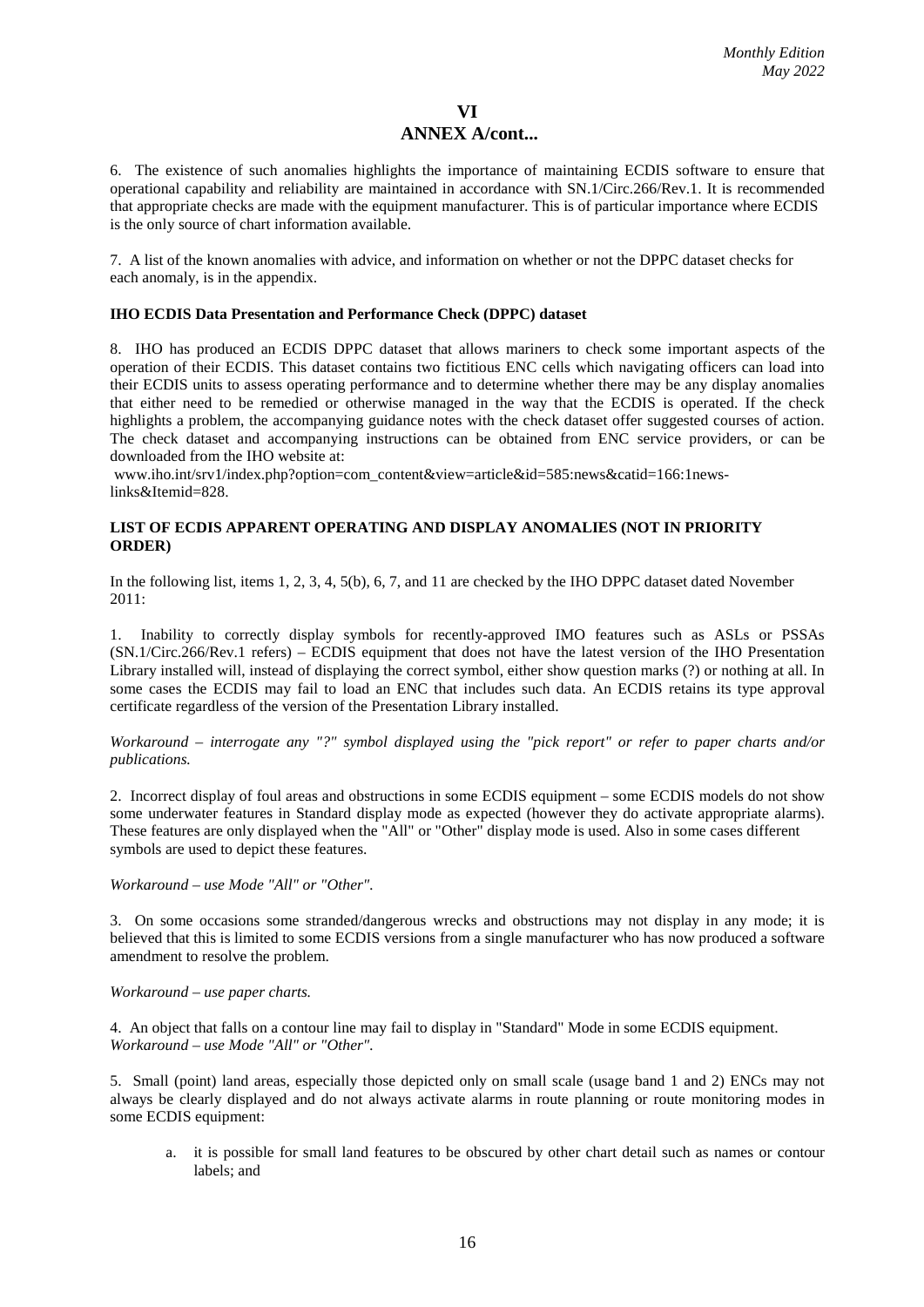## VI

## ANNEX A/cont...

6. The existence of such anomalies highlights the importance of maintaining ECDIS software to ensure that operational capability and reliability are maintained in accordance with SN.1/Circ.266/Rev.1. It is recommended that appropriate checks are made with the equipment manufacturer. This is of particular importance where ECDIS is the only source of chart information available.

7. A list of the known anomalies with advice, and information on whether or not the DPPC dataset checks for each anomaly, is in the appendix.

**IHO ECDIS Data Presentation and Performance Check (DPPC) dataset**

8. IHO has produced an ECDIS DPPC dataset that allows mariners to check some important aspects of the operation of their ECDIS. This dataset contains two fictitious ENC cells which navigating officers can load into their ECDIS units to assess operating performance and to determine whether there may be any display anomalies that either need to be remedied or otherwise managed in the way that the ECDIS is operated. If the check highlights a problem, the accompanying guidance notes with the check dataset offer suggested courses of action. The check dataset and accompanying instructions can be obtained from ENC service providers, or can be downloaded from the IHO website at:
www.iho.int/srv1/index.php?option=com_content&view=article&id=585:news&catid=166:1news-links&Itemid=828.

**LIST OF ECDIS APPARENT OPERATING AND DISPLAY ANOMALIES (NOT IN PRIORITY ORDER)**

In the following list, items 1, 2, 3, 4, 5(b), 6, 7, and 11 are checked by the IHO DPPC dataset dated November 2011:

1. Inability to correctly display symbols for recently-approved IMO features such as ASLs or PSSAs (SN.1/Circ.266/Rev.1 refers) – ECDIS equipment that does not have the latest version of the IHO Presentation Library installed will, instead of displaying the correct symbol, either show question marks (?) or nothing at all. In some cases the ECDIS may fail to load an ENC that includes such data. An ECDIS retains its type approval certificate regardless of the version of the Presentation Library installed.

*Workaround – interrogate any "?" symbol displayed using the "pick report" or refer to paper charts and/or publications.*

2. Incorrect display of foul areas and obstructions in some ECDIS equipment – some ECDIS models do not show some underwater features in Standard display mode as expected (however they do activate appropriate alarms). These features are only displayed when the "All" or "Other" display mode is used. Also in some cases different symbols are used to depict these features.

*Workaround – use Mode "All" or "Other".*

3. On some occasions some stranded/dangerous wrecks and obstructions may not display in any mode; it is believed that this is limited to some ECDIS versions from a single manufacturer who has now produced a software amendment to resolve the problem.

*Workaround – use paper charts.*

4. An object that falls on a contour line may fail to display in "Standard" Mode in some ECDIS equipment.
*Workaround – use Mode "All" or "Other".*

5. Small (point) land areas, especially those depicted only on small scale (usage band 1 and 2) ENCs may not always be clearly displayed and do not always activate alarms in route planning or route monitoring modes in some ECDIS equipment:

a. it is possible for small land features to be obscured by other chart detail such as names or contour labels; and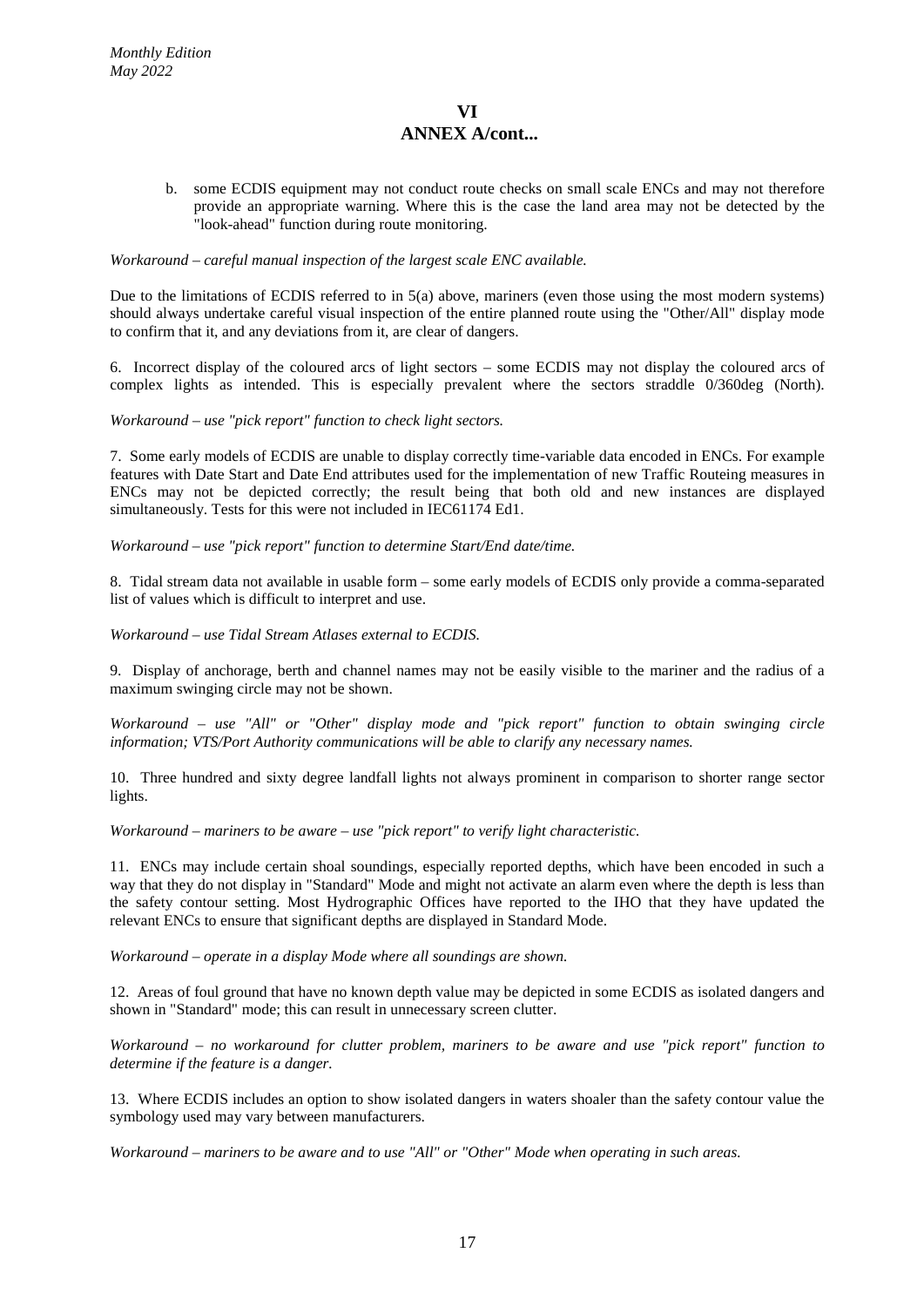## VI

## ANNEX A/cont...

b. some ECDIS equipment may not conduct route checks on small scale ENCs and may not therefore provide an appropriate warning. Where this is the case the land area may not be detected by the "look-ahead" function during route monitoring.

*Workaround – careful manual inspection of the largest scale ENC available.*

Due to the limitations of ECDIS referred to in 5(a) above, mariners (even those using the most modern systems) should always undertake careful visual inspection of the entire planned route using the "Other/All" display mode to confirm that it, and any deviations from it, are clear of dangers.

6. Incorrect display of the coloured arcs of light sectors – some ECDIS may not display the coloured arcs of complex lights as intended. This is especially prevalent where the sectors straddle 0/360deg (North).

*Workaround – use "pick report" function to check light sectors.*

7. Some early models of ECDIS are unable to display correctly time-variable data encoded in ENCs. For example features with Date Start and Date End attributes used for the implementation of new Traffic Routeing measures in ENCs may not be depicted correctly; the result being that both old and new instances are displayed simultaneously. Tests for this were not included in IEC61174 Ed1.

*Workaround – use "pick report" function to determine Start/End date/time.*

8. Tidal stream data not available in usable form – some early models of ECDIS only provide a comma-separated list of values which is difficult to interpret and use.

*Workaround – use Tidal Stream Atlases external to ECDIS.*

9. Display of anchorage, berth and channel names may not be easily visible to the mariner and the radius of a maximum swinging circle may not be shown.

*Workaround – use "All" or "Other" display mode and "pick report" function to obtain swinging circle information; VTS/Port Authority communications will be able to clarify any necessary names.*

10. Three hundred and sixty degree landfall lights not always prominent in comparison to shorter range sector lights.

*Workaround – mariners to be aware – use "pick report" to verify light characteristic.*

11. ENCs may include certain shoal soundings, especially reported depths, which have been encoded in such a way that they do not display in "Standard" Mode and might not activate an alarm even where the depth is less than the safety contour setting. Most Hydrographic Offices have reported to the IHO that they have updated the relevant ENCs to ensure that significant depths are displayed in Standard Mode.

*Workaround – operate in a display Mode where all soundings are shown.*

12. Areas of foul ground that have no known depth value may be depicted in some ECDIS as isolated dangers and shown in "Standard" mode; this can result in unnecessary screen clutter.

*Workaround – no workaround for clutter problem, mariners to be aware and use "pick report" function to determine if the feature is a danger.*

13. Where ECDIS includes an option to show isolated dangers in waters shoaler than the safety contour value the symbology used may vary between manufacturers.

*Workaround – mariners to be aware and to use "All" or "Other" Mode when operating in such areas.*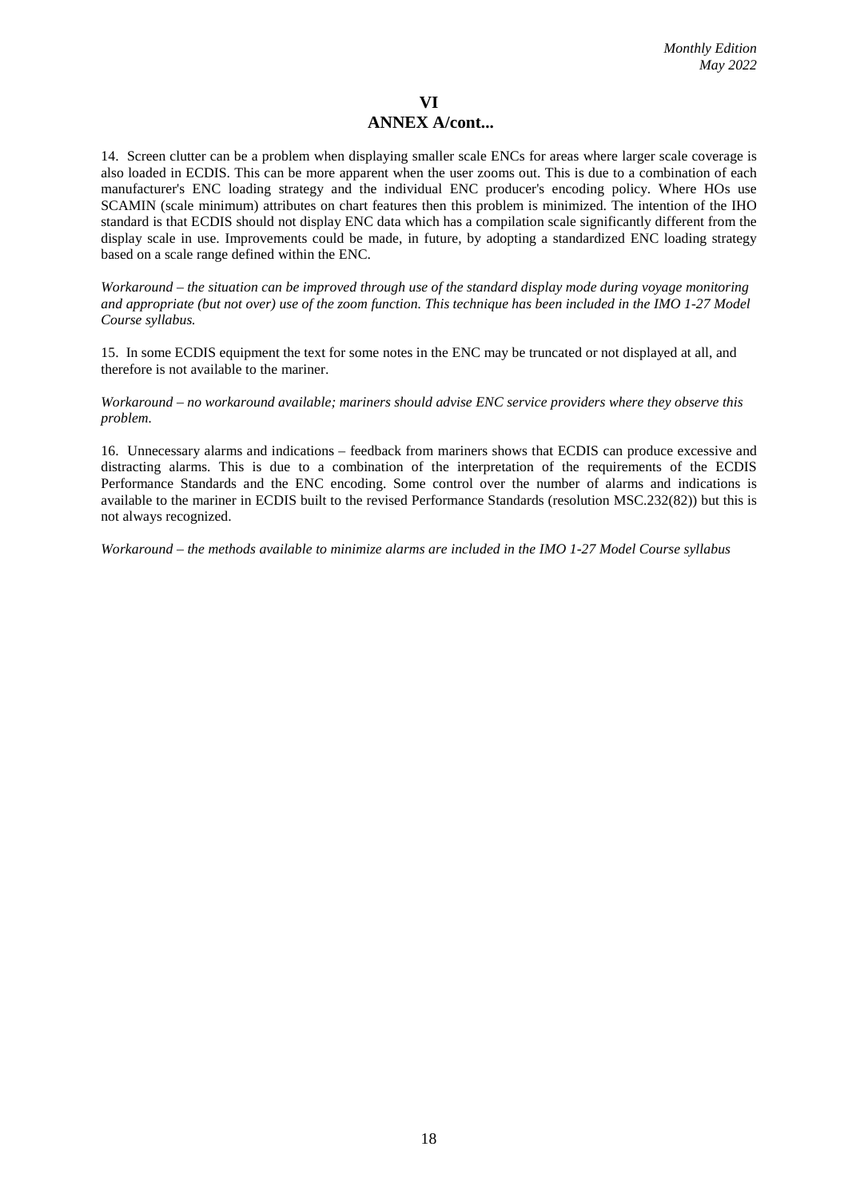# VI

## ANNEX A/cont...

14. Screen clutter can be a problem when displaying smaller scale ENCs for areas where larger scale coverage is also loaded in ECDIS. This can be more apparent when the user zooms out. This is due to a combination of each manufacturer's ENC loading strategy and the individual ENC producer's encoding policy. Where HOs use SCAMIN (scale minimum) attributes on chart features then this problem is minimized. The intention of the IHO standard is that ECDIS should not display ENC data which has a compilation scale significantly different from the display scale in use. Improvements could be made, in future, by adopting a standardized ENC loading strategy based on a scale range defined within the ENC.

*Workaround – the situation can be improved through use of the standard display mode during voyage monitoring and appropriate (but not over) use of the zoom function. This technique has been included in the IMO 1-27 Model Course syllabus.*

15. In some ECDIS equipment the text for some notes in the ENC may be truncated or not displayed at all, and therefore is not available to the mariner.

*Workaround – no workaround available; mariners should advise ENC service providers where they observe this problem.*

16. Unnecessary alarms and indications – feedback from mariners shows that ECDIS can produce excessive and distracting alarms. This is due to a combination of the interpretation of the requirements of the ECDIS Performance Standards and the ENC encoding. Some control over the number of alarms and indications is available to the mariner in ECDIS built to the revised Performance Standards (resolution MSC.232(82)) but this is not always recognized.

*Workaround – the methods available to minimize alarms are included in the IMO 1-27 Model Course syllabus*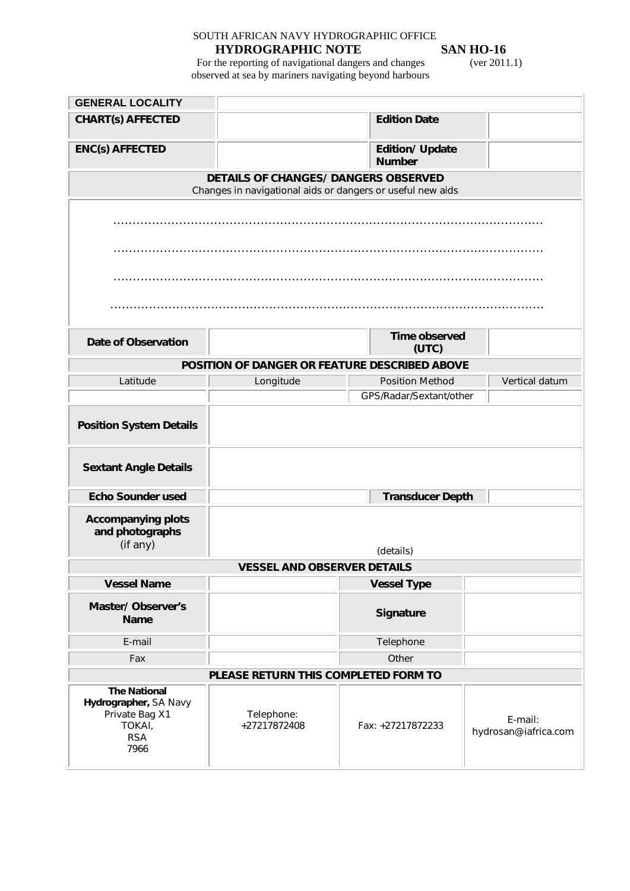SOUTH AFRICAN NAVY HYDROGRAPHIC OFFICE

# HYDROGRAPHIC NOTE — SAN HO-16

For the reporting of navigational dangers and changes observed at sea by mariners navigating beyond harbours (ver 2011.1)

| **GENERAL LOCALITY** | | | |
|---|---|---|---|
| **CHART(s) AFFECTED** | | **Edition Date** | |
| **ENC(s) AFFECTED** | | **Edition/ Update Number** | |
| **DETAILS OF CHANGES/ DANGERS OBSERVED** Changes in navigational aids or dangers or useful new aids | | | |
| ………………………………………………………………………………………… | | | |
| ………………………………………………………………………………………… | | | |
| ………………………………………………………………………………………… | | | |
| ………………………………………………………………………………………… | | | |
| **Date of Observation** | | **Time observed (UTC)** | |
| **POSITION OF DANGER OR FEATURE DESCRIBED ABOVE** | | | |
| Latitude | Longitude | Position Method | Vertical datum |
| | | GPS/Radar/Sextant/other | |
| **Position System Details** | | | |
| **Sextant Angle Details** | | | |
| **Echo Sounder used** | | **Transducer Depth** | |
| **Accompanying plots and photographs** (if any) | (details) | | |
| **VESSEL AND OBSERVER DETAILS** | | | |
| **Vessel Name** | | **Vessel Type** | |
| **Master/ Observer's Name** | | **Signature** | |
| E-mail | | Telephone | |
| Fax | | Other | |
| **PLEASE RETURN THIS COMPLETED FORM TO** | | | |
| **The National Hydrographer,** SA Navy Private Bag X1 TOKAI, RSA 7966 | Telephone: +27217872408 | Fax: +27217872233 | E-mail: hydrosan@iafrica.com |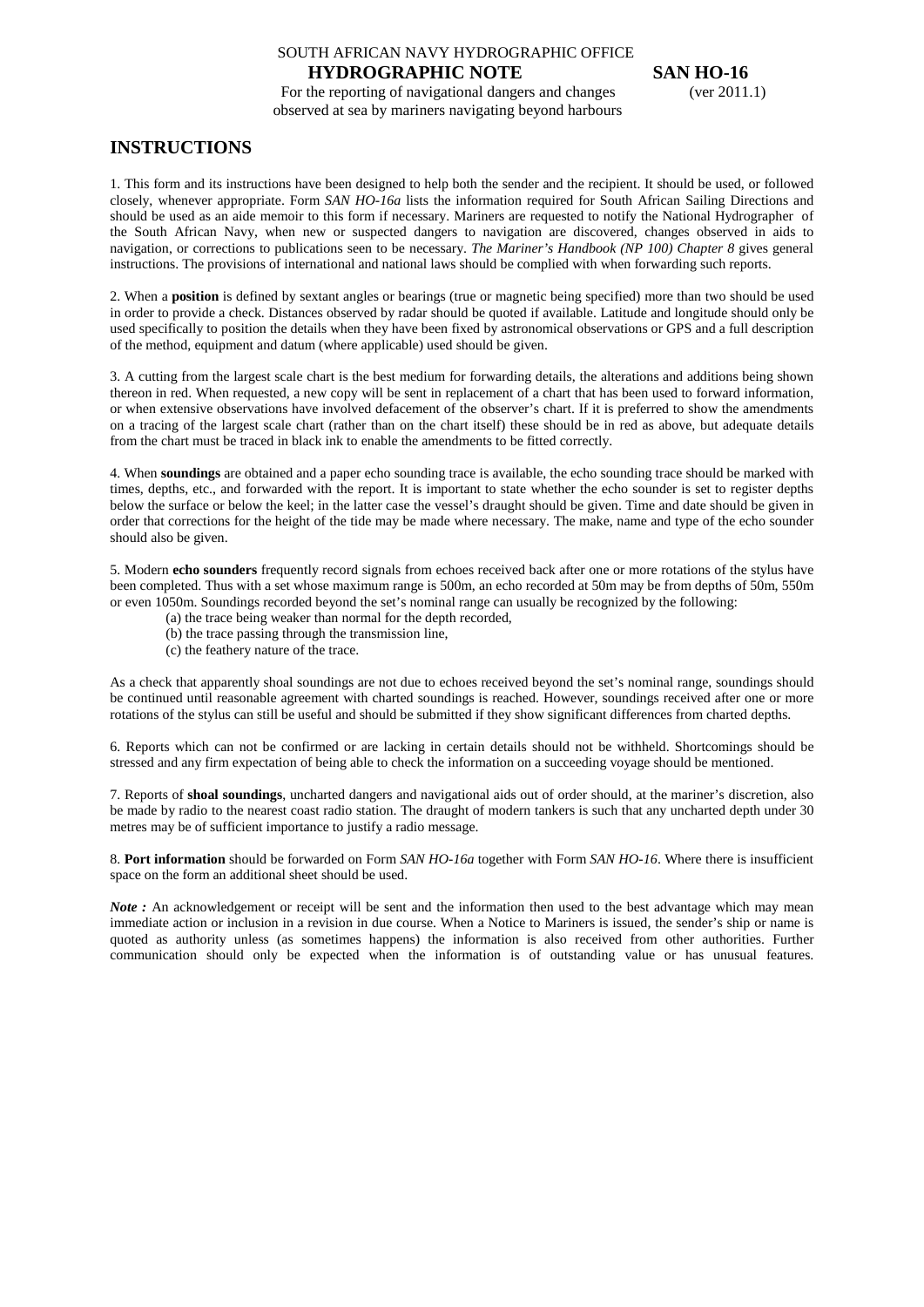SOUTH AFRICAN NAVY HYDROGRAPHIC OFFICE

**HYDROGRAPHIC NOTE** **SAN HO-16**

For the reporting of navigational dangers and changes observed at sea by mariners navigating beyond harbours (ver 2011.1)

## INSTRUCTIONS

1. This form and its instructions have been designed to help both the sender and the recipient. It should be used, or followed closely, whenever appropriate. Form *SAN HO-16a* lists the information required for South African Sailing Directions and should be used as an aide memoir to this form if necessary. Mariners are requested to notify the National Hydrographer of the South African Navy, when new or suspected dangers to navigation are discovered, changes observed in aids to navigation, or corrections to publications seen to be necessary. *The Mariner's Handbook (NP 100) Chapter 8* gives general instructions. The provisions of international and national laws should be complied with when forwarding such reports.

2. When a **position** is defined by sextant angles or bearings (true or magnetic being specified) more than two should be used in order to provide a check. Distances observed by radar should be quoted if available. Latitude and longitude should only be used specifically to position the details when they have been fixed by astronomical observations or GPS and a full description of the method, equipment and datum (where applicable) used should be given.

3. A cutting from the largest scale chart is the best medium for forwarding details, the alterations and additions being shown thereon in red. When requested, a new copy will be sent in replacement of a chart that has been used to forward information, or when extensive observations have involved defacement of the observer's chart. If it is preferred to show the amendments on a tracing of the largest scale chart (rather than on the chart itself) these should be in red as above, but adequate details from the chart must be traced in black ink to enable the amendments to be fitted correctly.

4. When **soundings** are obtained and a paper echo sounding trace is available, the echo sounding trace should be marked with times, depths, etc., and forwarded with the report. It is important to state whether the echo sounder is set to register depths below the surface or below the keel; in the latter case the vessel's draught should be given. Time and date should be given in order that corrections for the height of the tide may be made where necessary. The make, name and type of the echo sounder should also be given.

5. Modern **echo sounders** frequently record signals from echoes received back after one or more rotations of the stylus have been completed. Thus with a set whose maximum range is 500m, an echo recorded at 50m may be from depths of 50m, 550m or even 1050m. Soundings recorded beyond the set's nominal range can usually be recognized by the following:

(a) the trace being weaker than normal for the depth recorded,
(b) the trace passing through the transmission line,
(c) the feathery nature of the trace.

As a check that apparently shoal soundings are not due to echoes received beyond the set's nominal range, soundings should be continued until reasonable agreement with charted soundings is reached. However, soundings received after one or more rotations of the stylus can still be useful and should be submitted if they show significant differences from charted depths.

6. Reports which can not be confirmed or are lacking in certain details should not be withheld. Shortcomings should be stressed and any firm expectation of being able to check the information on a succeeding voyage should be mentioned.

7. Reports of **shoal soundings**, uncharted dangers and navigational aids out of order should, at the mariner's discretion, also be made by radio to the nearest coast radio station. The draught of modern tankers is such that any uncharted depth under 30 metres may be of sufficient importance to justify a radio message.

8. **Port information** should be forwarded on Form *SAN HO-16a* together with Form *SAN HO-16*. Where there is insufficient space on the form an additional sheet should be used.

***Note :*** An acknowledgement or receipt will be sent and the information then used to the best advantage which may mean immediate action or inclusion in a revision in due course. When a Notice to Mariners is issued, the sender's ship or name is quoted as authority unless (as sometimes happens) the information is also received from other authorities. Further communication should only be expected when the information is of outstanding value or has unusual features.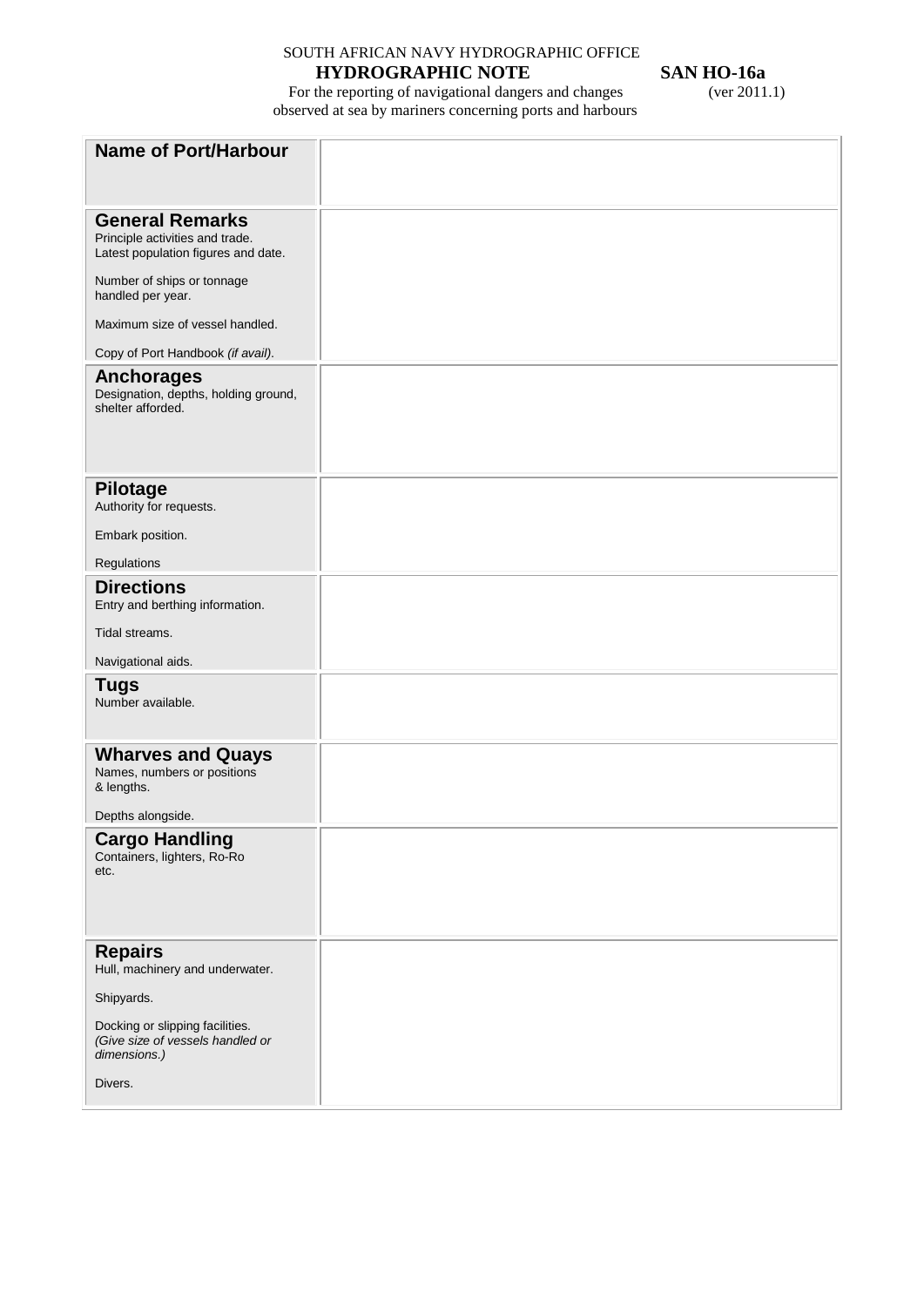SOUTH AFRICAN NAVY HYDROGRAPHIC OFFICE

**HYDROGRAPHIC NOTE** **SAN HO-16a**

For the reporting of navigational dangers and changes observed at sea by mariners concerning ports and harbours (ver 2011.1)

| | |
|---|---|
| **Name of Port/Harbour** | |
| **General Remarks**<br>Principle activities and trade.<br>Latest population figures and date.<br><br>Number of ships or tonnage handled per year.<br><br>Maximum size of vessel handled.<br><br>Copy of Port Handbook *(if avail)*. | |
| **Anchorages**<br>Designation, depths, holding ground, shelter afforded. | |
| **Pilotage**<br>Authority for requests.<br><br>Embark position.<br><br>Regulations | |
| **Directions**<br>Entry and berthing information.<br><br>Tidal streams.<br><br>Navigational aids. | |
| **Tugs**<br>Number available. | |
| **Wharves and Quays**<br>Names, numbers or positions & lengths.<br><br>Depths alongside. | |
| **Cargo Handling**<br>Containers, lighters, Ro-Ro etc. | |
| **Repairs**<br>Hull, machinery and underwater.<br><br>Shipyards.<br><br>Docking or slipping facilities. *(Give size of vessels handled or dimensions.)*<br><br>Divers. | |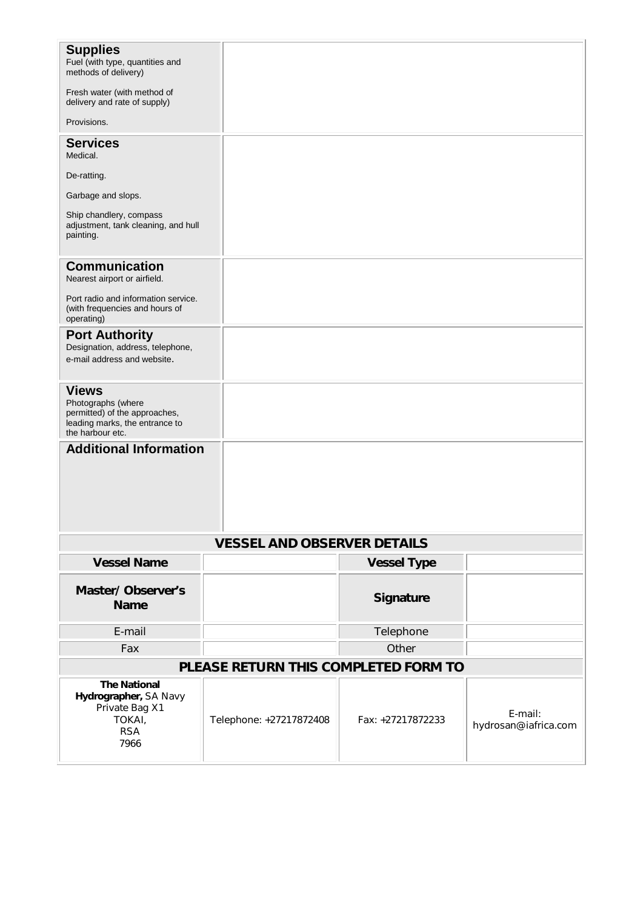| | |
|---|---|
| **Supplies**<br>Fuel (with type, quantities and methods of delivery)<br><br>Fresh water (with method of delivery and rate of supply)<br><br>Provisions. | |
| **Services**<br>Medical.<br><br>De-ratting.<br><br>Garbage and slops.<br><br>Ship chandlery, compass adjustment, tank cleaning, and hull painting. | |
| **Communication**<br>Nearest airport or airfield.<br><br>Port radio and information service. (with frequencies and hours of operating) | |
| **Port Authority**<br>Designation, address, telephone, e-mail address and website. | |
| **Views**<br>Photographs (where permitted) of the approaches, leading marks, the entrance to the harbour etc. | |
| **Additional Information** | |

| **VESSEL AND OBSERVER DETAILS** | | | |
|---|---|---|---|
| **Vessel Name** | | **Vessel Type** | |
| **Master/ Observer's Name** | | **Signature** | |
| E-mail | | Telephone | |
| Fax | | Other | |

| **PLEASE RETURN THIS COMPLETED FORM TO** | | | |
|---|---|---|---|
| **The National Hydrographer,** SA Navy<br>Private Bag X1<br>TOKAI,<br>RSA<br>7966 | Telephone: +27217872408 | Fax: +27217872233 | E-mail: hydrosan@iafrica.com |